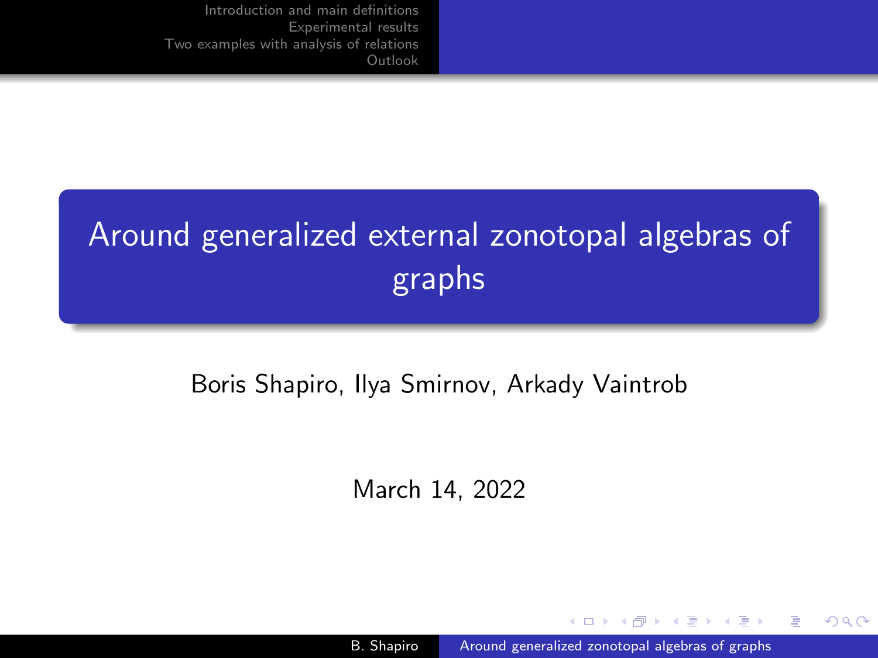# Around generalized external zonotopal algebras of graphs

Boris Shapiro, Ilya Smirnov, Arkady Vaintrob

March 14, 2022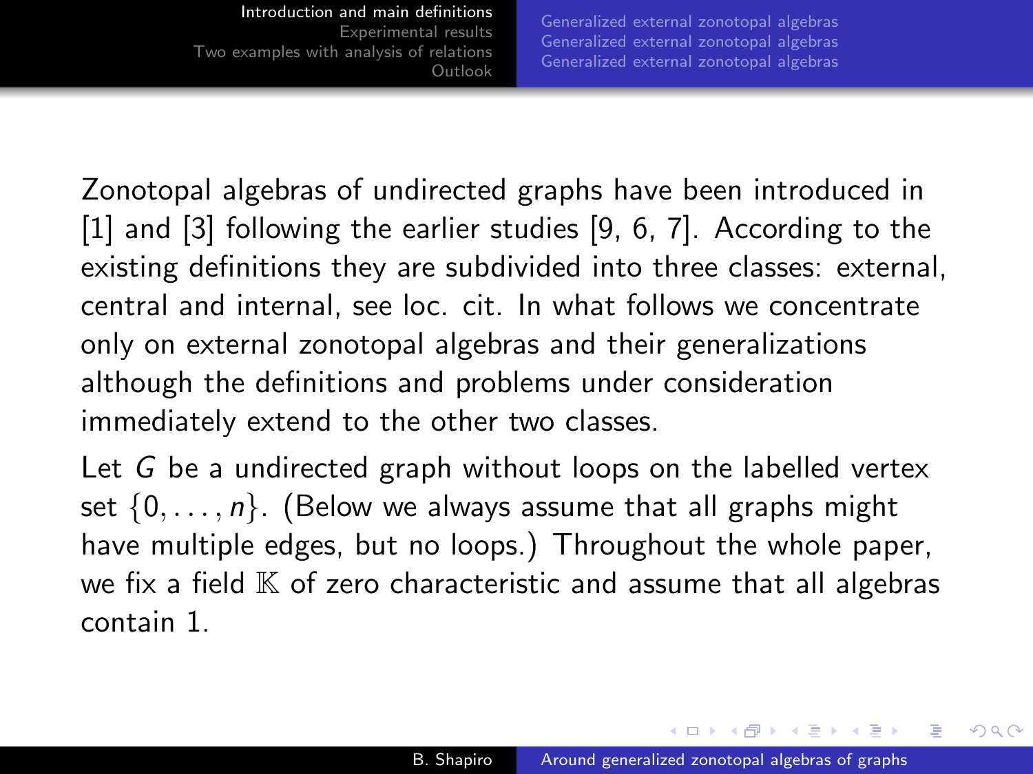Zonotopal algebras of undirected graphs have been introduced in [1] and [3] following the earlier studies [9, 6, 7]. According to the existing definitions they are subdivided into three classes: external, central and internal, see loc. cit. In what follows we concentrate only on external zonotopal algebras and their generalizations although the definitions and problems under consideration immediately extend to the other two classes.

Let $G$ be a undirected graph without loops on the labelled vertex set $\{0, \dots, n\}$. (Below we always assume that all graphs might have multiple edges, but no loops.) Throughout the whole paper, we fix a field $\mathbb{K}$ of zero characteristic and assume that all algebras contain 1.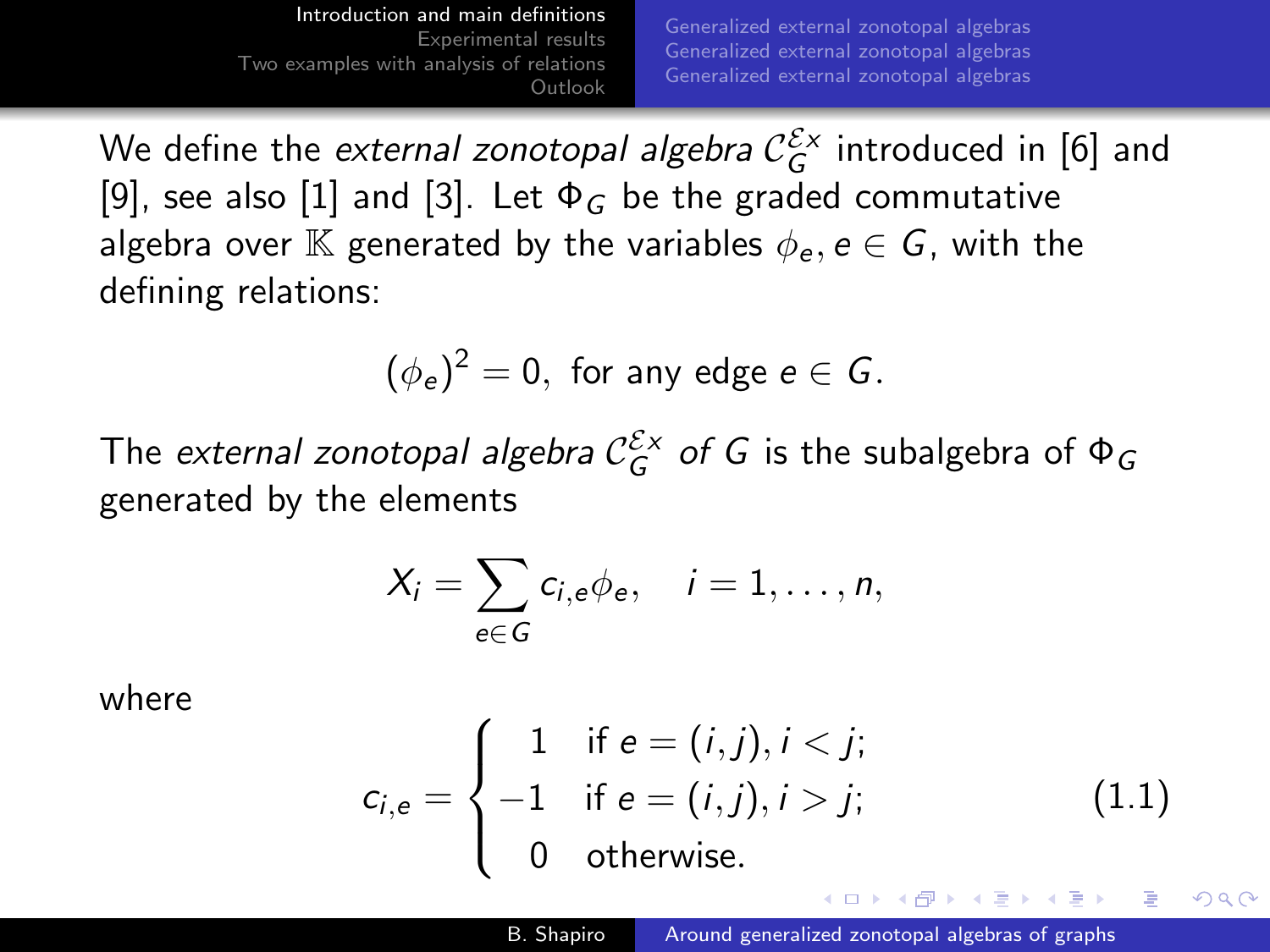We define the *external zonotopal algebra* $\mathcal{C}_G^{\mathcal{E}x}$ introduced in [6] and [9], see also [1] and [3]. Let $\Phi_G$ be the graded commutative algebra over $\mathbb{K}$ generated by the variables $\phi_e, e \in G$, with the defining relations:

$$(\phi_e)^2 = 0, \text{ for any edge } e \in G.$$

The *external zonotopal algebra* $\mathcal{C}_G^{\mathcal{E}x}$ *of* $G$ is the subalgebra of $\Phi_G$ generated by the elements

$$X_i = \sum_{e \in G} c_{i,e} \phi_e, \quad i = 1, \ldots, n,$$

where

$$c_{i,e} = \begin{cases} 1 & \text{if } e = (i,j), i < j; \\ -1 & \text{if } e = (i,j), i > j; \\ 0 & \text{otherwise.} \end{cases} \tag{1.1}$$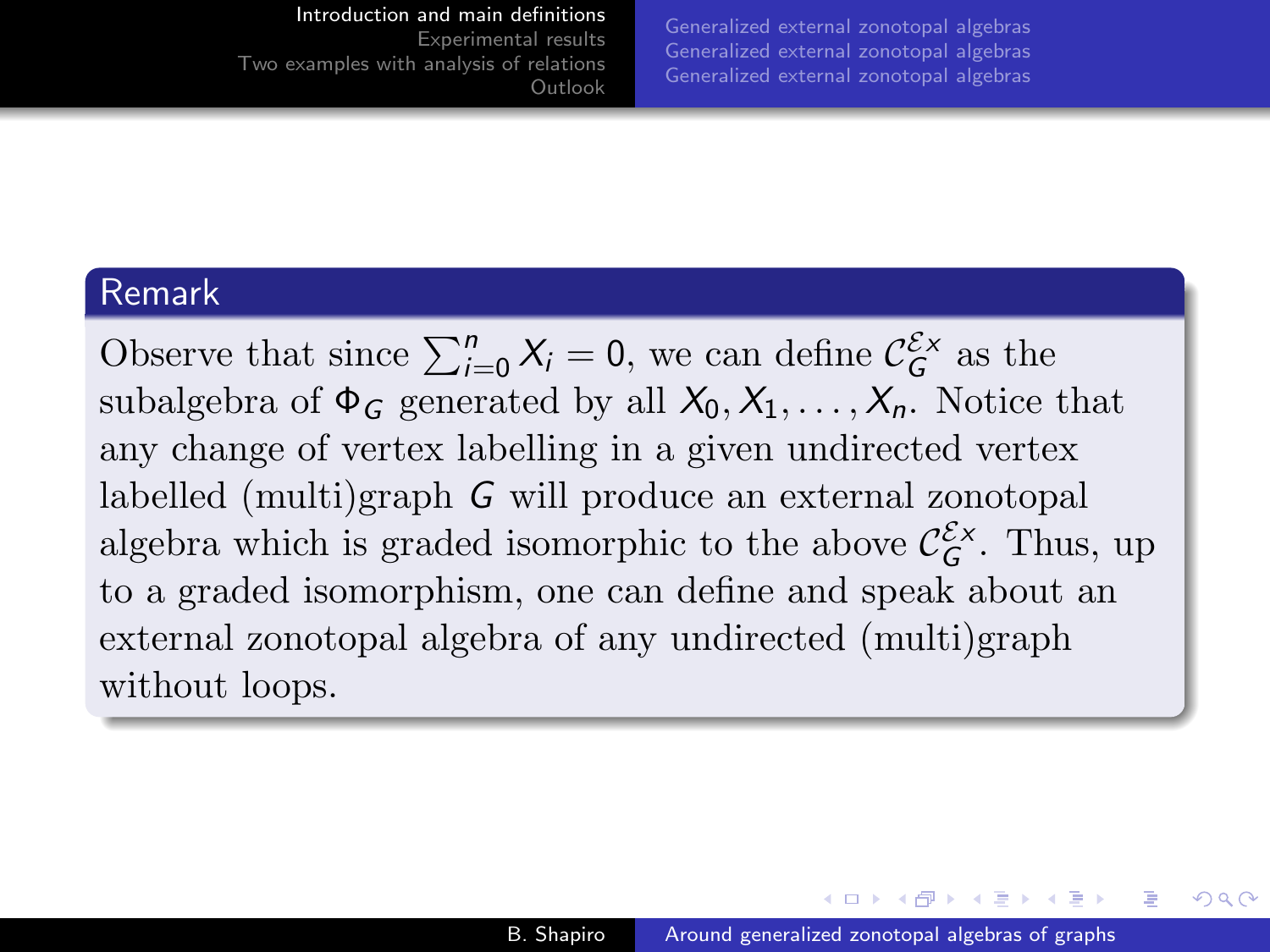## Remark

Observe that since $\sum_{i=0}^{n} X_i = 0$, we can define $\mathcal{C}_G^{\mathcal{E}x}$ as the subalgebra of $\Phi_G$ generated by all $X_0, X_1, \ldots, X_n$. Notice that any change of vertex labelling in a given undirected vertex labelled (multi)graph $G$ will produce an external zonotopal algebra which is graded isomorphic to the above $\mathcal{C}_G^{\mathcal{E}x}$. Thus, up to a graded isomorphism, one can define and speak about an external zonotopal algebra of any undirected (multi)graph without loops.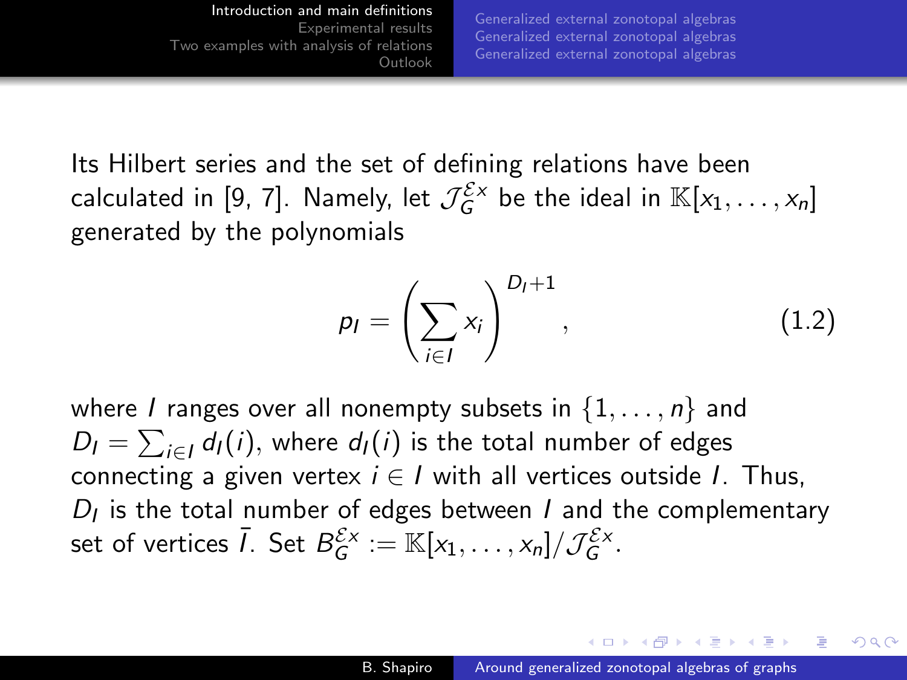Its Hilbert series and the set of defining relations have been calculated in [9, 7]. Namely, let $\mathcal{J}_G^{\mathcal{E}x}$ be the ideal in $\mathbb{K}[x_1, \dots, x_n]$ generated by the polynomials

$$p_I = \left( \sum_{i \in I} x_i \right)^{D_I + 1}, \tag{1.2}$$

where $I$ ranges over all nonempty subsets in $\{1, \dots, n\}$ and $D_I = \sum_{i \in I} d_I(i)$, where $d_I(i)$ is the total number of edges connecting a given vertex $i \in I$ with all vertices outside $I$. Thus, $D_I$ is the total number of edges between $I$ and the complementary set of vertices $\bar{I}$. Set $B_G^{\mathcal{E}x} := \mathbb{K}[x_1, \dots, x_n] / \mathcal{J}_G^{\mathcal{E}x}$.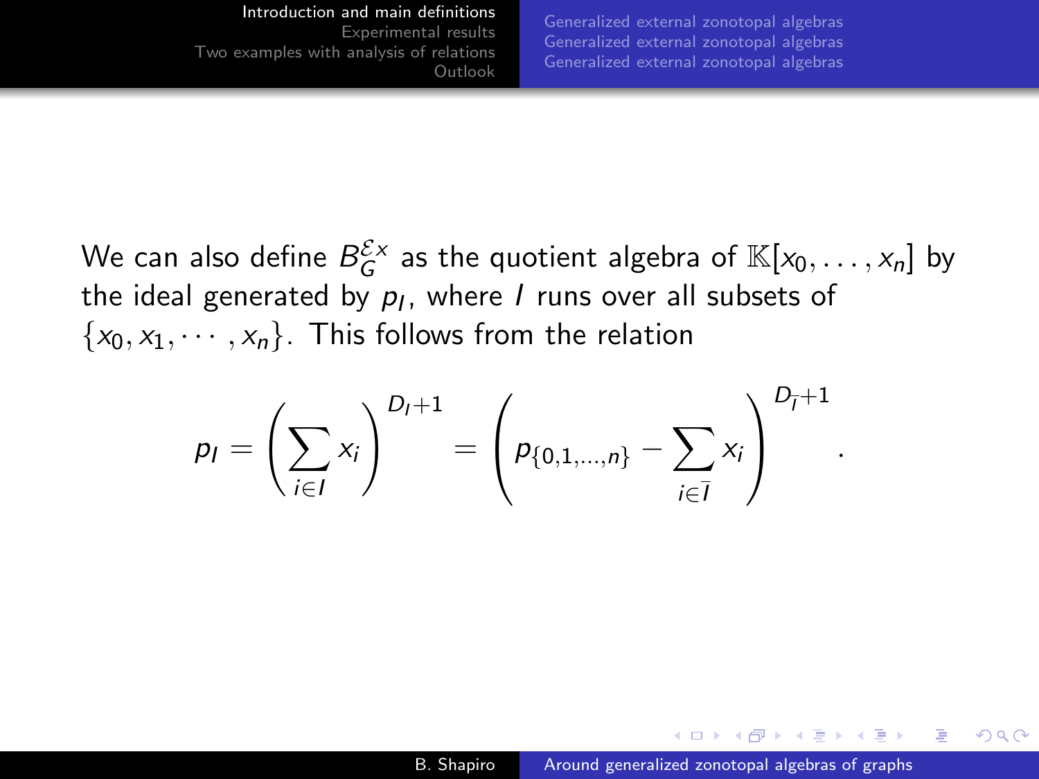We can also define $B_G^{\mathcal{E}x}$ as the quotient algebra of $\mathbb{K}[x_0, \ldots, x_n]$ by the ideal generated by $p_I$, where $I$ runs over all subsets of $\{x_0, x_1, \cdots, x_n\}$. This follows from the relation

$$p_I = \left( \sum_{i \in I} x_i \right)^{D_I + 1} = \left( p_{\{0,1,\ldots,n\}} - \sum_{i \in \bar{I}} x_i \right)^{D_{\bar{I}} + 1}.$$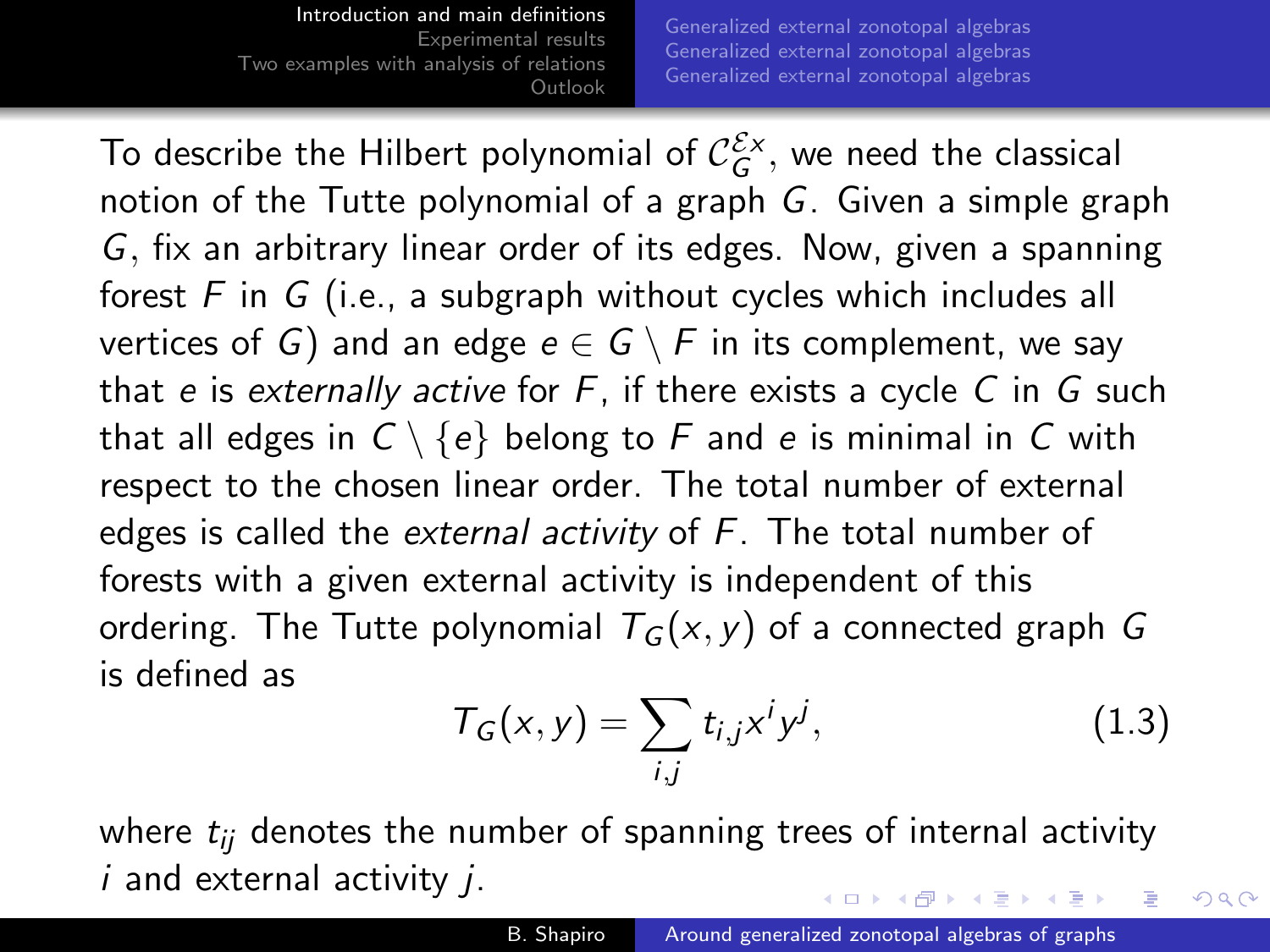To describe the Hilbert polynomial of $\mathcal{C}_G^{\mathcal{E}x}$, we need the classical notion of the Tutte polynomial of a graph $G$. Given a simple graph $G$, fix an arbitrary linear order of its edges. Now, given a spanning forest $F$ in $G$ (i.e., a subgraph without cycles which includes all vertices of $G$) and an edge $e \in G \setminus F$ in its complement, we say that $e$ is *externally active* for $F$, if there exists a cycle $C$ in $G$ such that all edges in $C \setminus \{e\}$ belong to $F$ and $e$ is minimal in $C$ with respect to the chosen linear order. The total number of external edges is called the *external activity* of $F$. The total number of forests with a given external activity is independent of this ordering. The Tutte polynomial $T_G(x, y)$ of a connected graph $G$ is defined as

$$T_G(x, y) = \sum_{i,j} t_{i,j} x^i y^j, \tag{1.3}$$

where $t_{ij}$ denotes the number of spanning trees of internal activity $i$ and external activity $j$.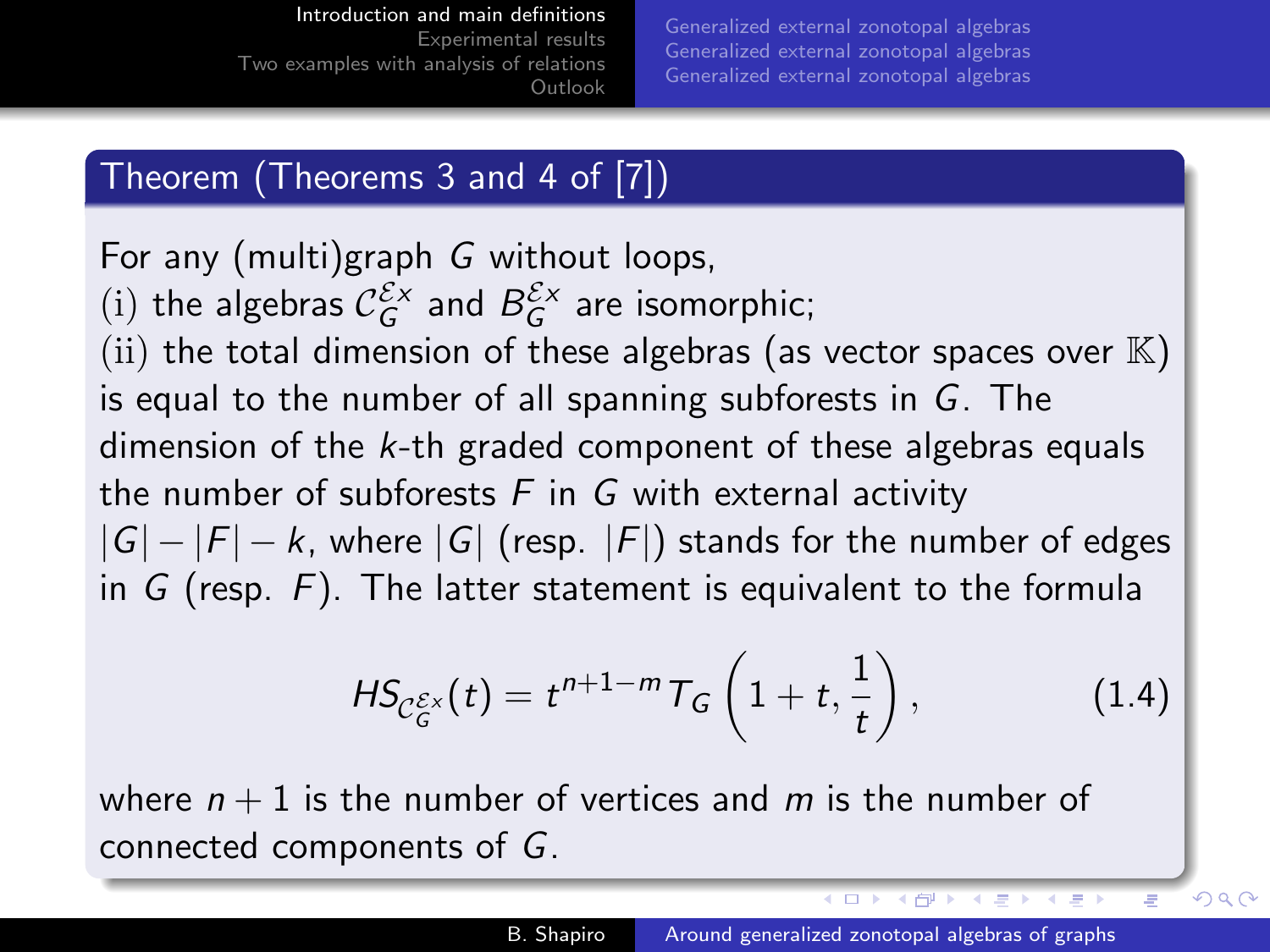### Theorem (Theorems 3 and 4 of [7])

For any (multi)graph $G$ without loops,
(i) the algebras $\mathcal{C}_G^{\mathcal{E}x}$ and $B_G^{\mathcal{E}x}$ are isomorphic;
(ii) the total dimension of these algebras (as vector spaces over $\mathbb{K}$) is equal to the number of all spanning subforests in $G$. The dimension of the $k$-th graded component of these algebras equals the number of subforests $F$ in $G$ with external activity $|G| - |F| - k$, where $|G|$ (resp. $|F|$) stands for the number of edges in $G$ (resp. $F$). The latter statement is equivalent to the formula

$$HS_{\mathcal{C}_G^{\mathcal{E}x}}(t) = t^{n+1-m} T_G\left(1+t, \frac{1}{t}\right), \tag{1.4}$$

where $n+1$ is the number of vertices and $m$ is the number of connected components of $G$.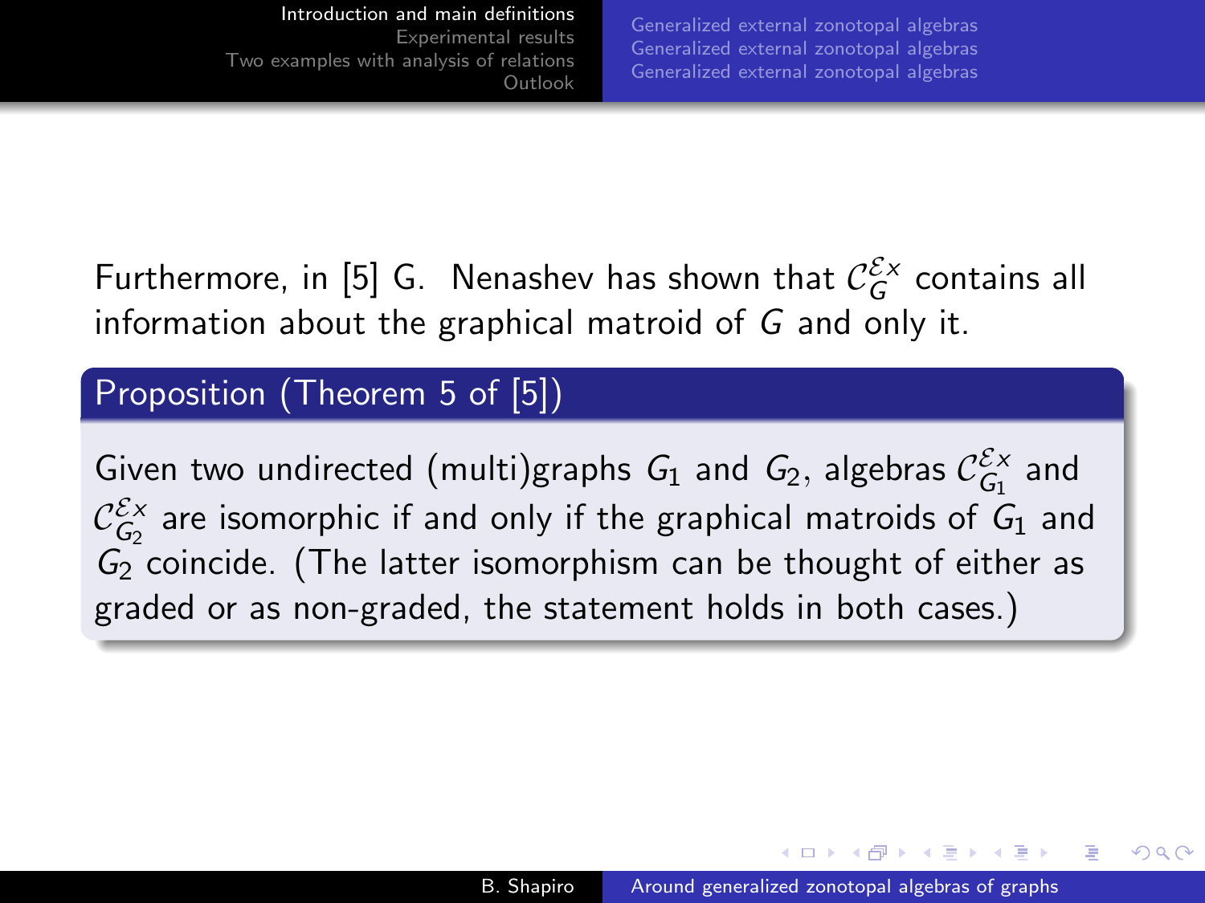Furthermore, in [5] G. Nenashev has shown that $\mathcal{C}_G^{\mathcal{E}x}$ contains all information about the graphical matroid of $G$ and only it.

**Proposition (Theorem 5 of [5])**

Given two undirected (multi)graphs $G_1$ and $G_2$, algebras $\mathcal{C}_{G_1}^{\mathcal{E}x}$ and $\mathcal{C}_{G_2}^{\mathcal{E}x}$ are isomorphic if and only if the graphical matroids of $G_1$ and $G_2$ coincide. (The latter isomorphism can be thought of either as graded or as non-graded, the statement holds in both cases.)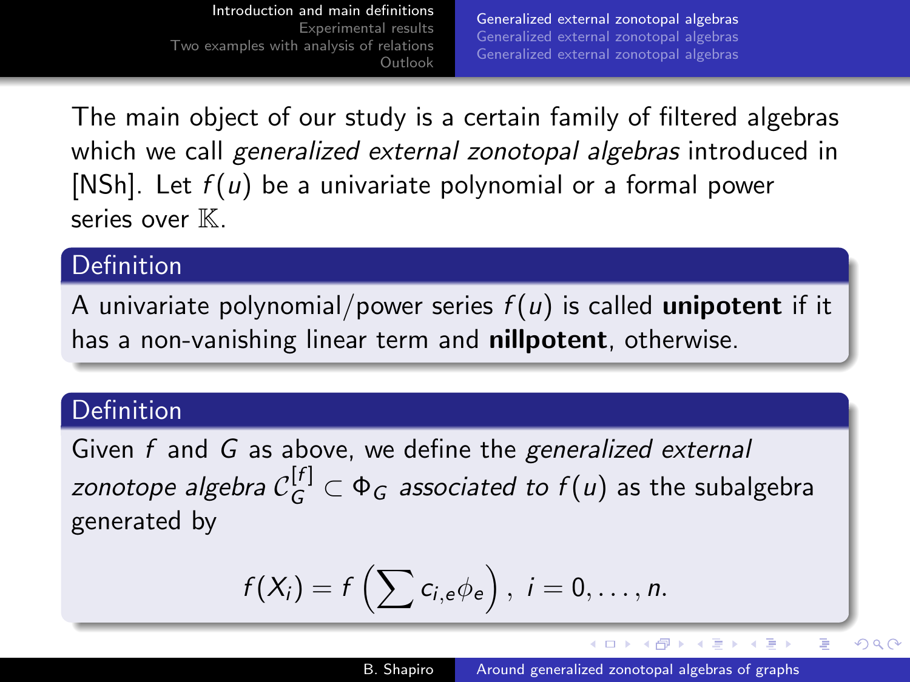The main object of our study is a certain family of filtered algebras which we call *generalized external zonotopal algebras* introduced in [NSh]. Let $f(u)$ be a univariate polynomial or a formal power series over $\mathbb{K}$.

**Definition**

A univariate polynomial/power series $f(u)$ is called **unipotent** if it has a non-vanishing linear term and **nillpotent**, otherwise.

**Definition**

Given $f$ and $G$ as above, we define the *generalized external zonotope algebra* $\mathcal{C}_G^{[f]} \subset \Phi_G$ *associated to* $f(u)$ as the subalgebra generated by

$$f(X_i) = f\left(\sum c_{i,e}\phi_e\right),\ i = 0, \dots, n.$$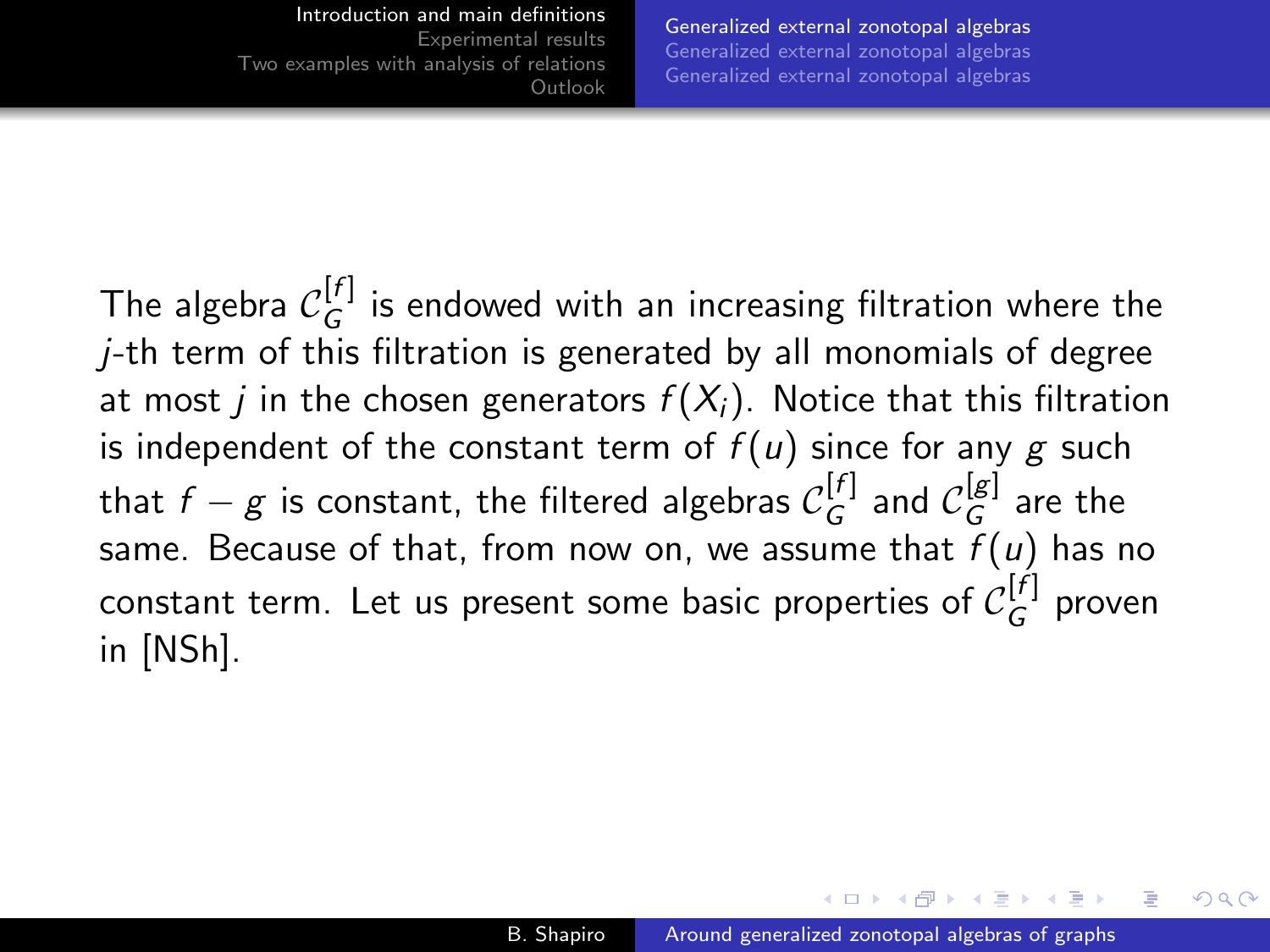The algebra $\mathcal{C}_G^{[f]}$ is endowed with an increasing filtration where the $j$-th term of this filtration is generated by all monomials of degree at most $j$ in the chosen generators $f(X_i)$. Notice that this filtration is independent of the constant term of $f(u)$ since for any $g$ such that $f - g$ is constant, the filtered algebras $\mathcal{C}_G^{[f]}$ and $\mathcal{C}_G^{[g]}$ are the same. Because of that, from now on, we assume that $f(u)$ has no constant term. Let us present some basic properties of $\mathcal{C}_G^{[f]}$ proven in [NSh].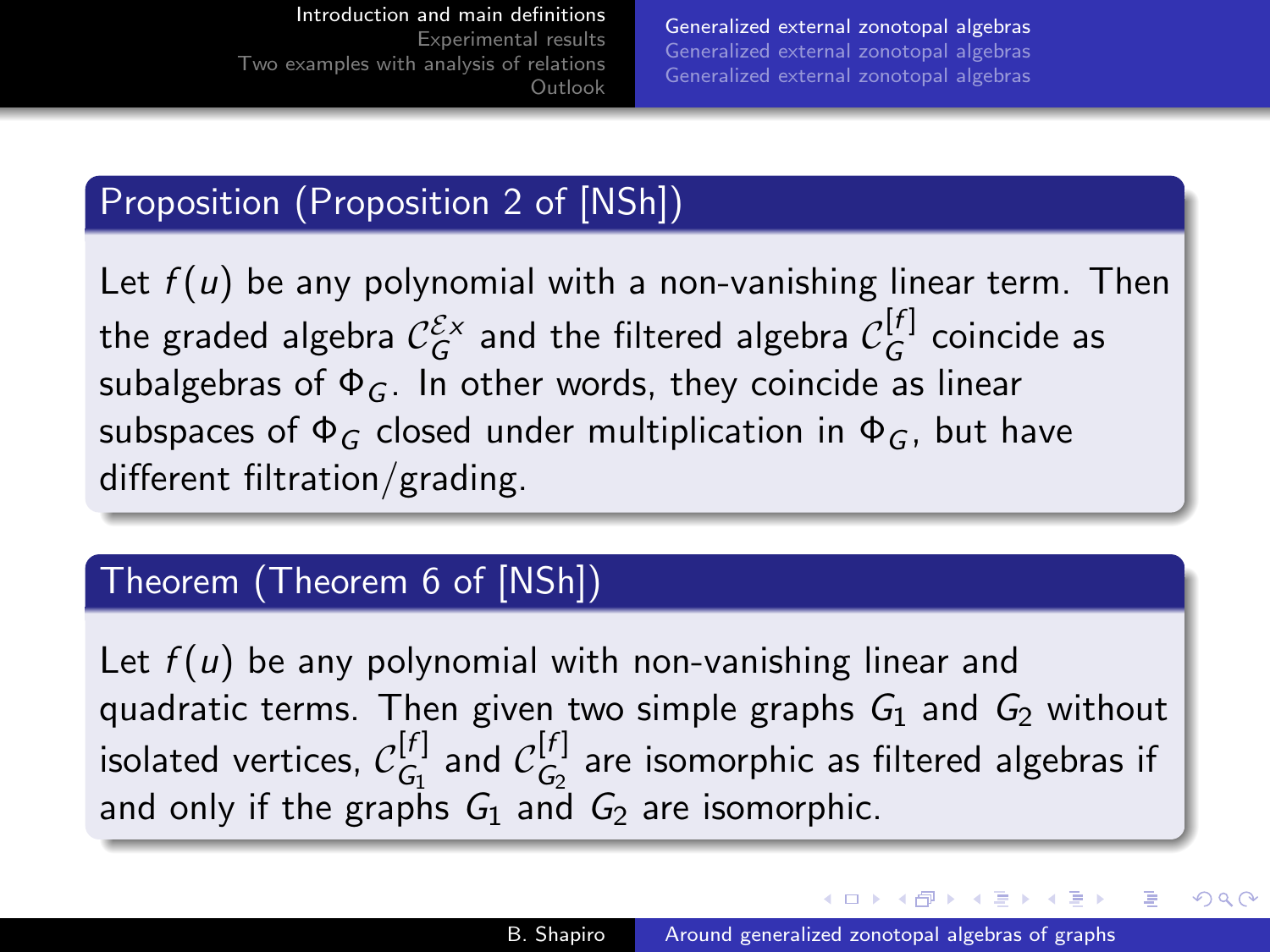**Proposition (Proposition 2 of [NSh])**

Let $f(u)$ be any polynomial with a non-vanishing linear term. Then the graded algebra $\mathcal{C}_G^{\mathcal{E}x}$ and the filtered algebra $\mathcal{C}_G^{[f]}$ coincide as subalgebras of $\Phi_G$. In other words, they coincide as linear subspaces of $\Phi_G$ closed under multiplication in $\Phi_G$, but have different filtration/grading.

**Theorem (Theorem 6 of [NSh])**

Let $f(u)$ be any polynomial with non-vanishing linear and quadratic terms. Then given two simple graphs $G_1$ and $G_2$ without isolated vertices, $\mathcal{C}_{G_1}^{[f]}$ and $\mathcal{C}_{G_2}^{[f]}$ are isomorphic as filtered algebras if and only if the graphs $G_1$ and $G_2$ are isomorphic.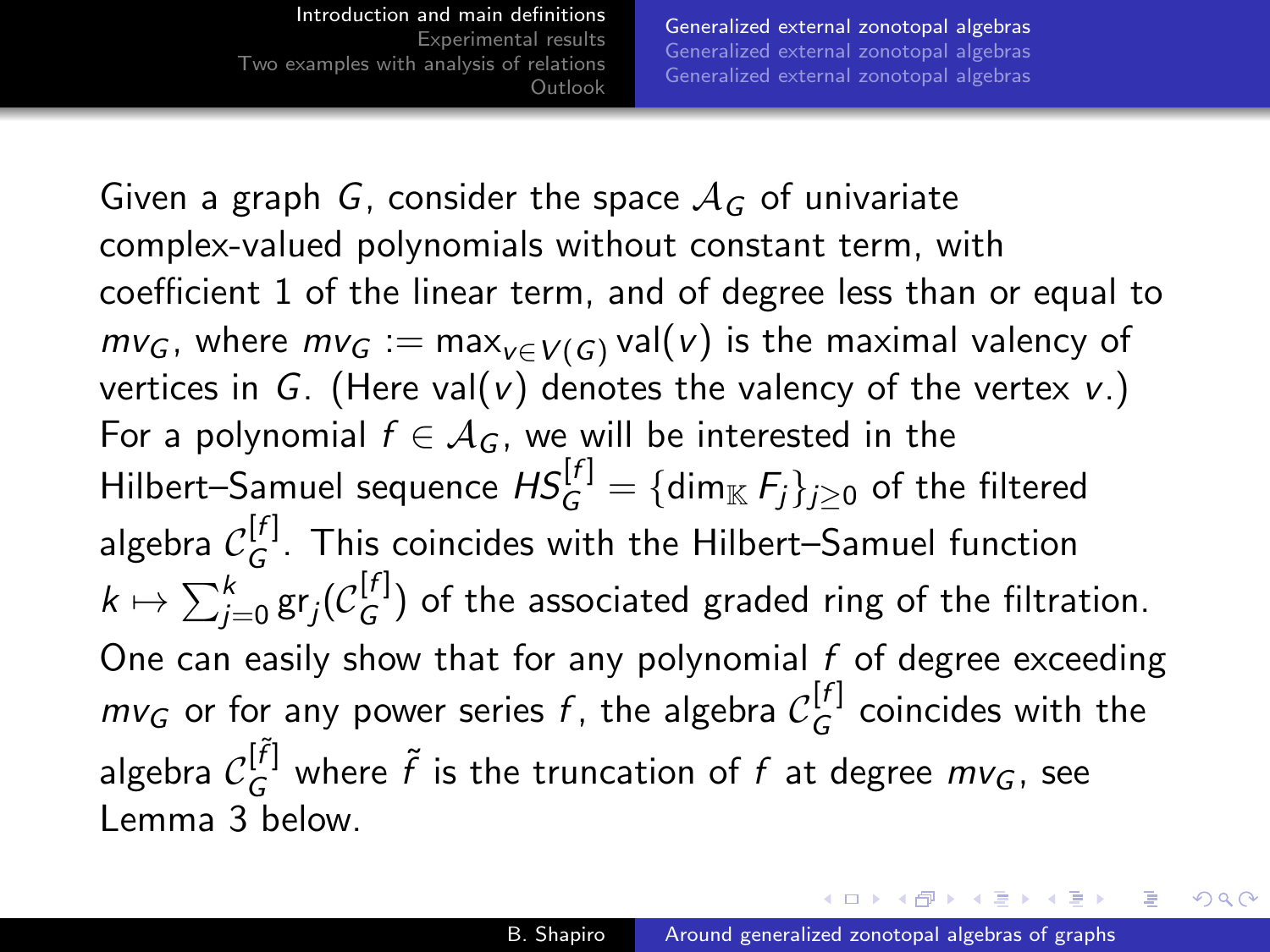Given a graph $G$, consider the space $\mathcal{A}_G$ of univariate complex-valued polynomials without constant term, with coefficient 1 of the linear term, and of degree less than or equal to $mv_G$, where $mv_G := \max_{v \in V(G)} \mathrm{val}(v)$ is the maximal valency of vertices in $G$. (Here $\mathrm{val}(v)$ denotes the valency of the vertex $v$.) For a polynomial $f \in \mathcal{A}_G$, we will be interested in the Hilbert–Samuel sequence $HS_G^{[f]} = \{\dim_{\mathbb{K}} F_j\}_{j \geq 0}$ of the filtered algebra $\mathcal{C}_G^{[f]}$. This coincides with the Hilbert–Samuel function $k \mapsto \sum_{j=0}^{k} \mathrm{gr}_j(\mathcal{C}_G^{[f]})$ of the associated graded ring of the filtration. One can easily show that for any polynomial $f$ of degree exceeding $mv_G$ or for any power series $f$, the algebra $\mathcal{C}_G^{[f]}$ coincides with the algebra $\mathcal{C}_G^{[\tilde{f}]}$ where $\tilde{f}$ is the truncation of $f$ at degree $mv_G$, see Lemma 3 below.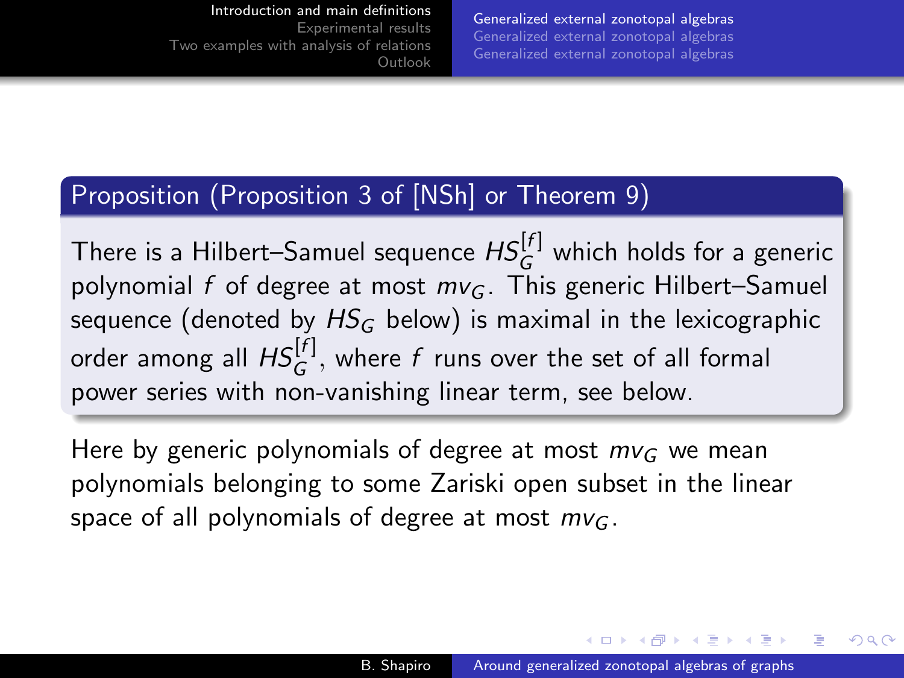**Proposition (Proposition 3 of [NSh] or Theorem 9)**

There is a Hilbert–Samuel sequence $HS_G^{[f]}$ which holds for a generic polynomial $f$ of degree at most $mv_G$. This generic Hilbert–Samuel sequence (denoted by $HS_G$ below) is maximal in the lexicographic order among all $HS_G^{[f]}$, where $f$ runs over the set of all formal power series with non-vanishing linear term, see below.

Here by generic polynomials of degree at most $mv_G$ we mean polynomials belonging to some Zariski open subset in the linear space of all polynomials of degree at most $mv_G$.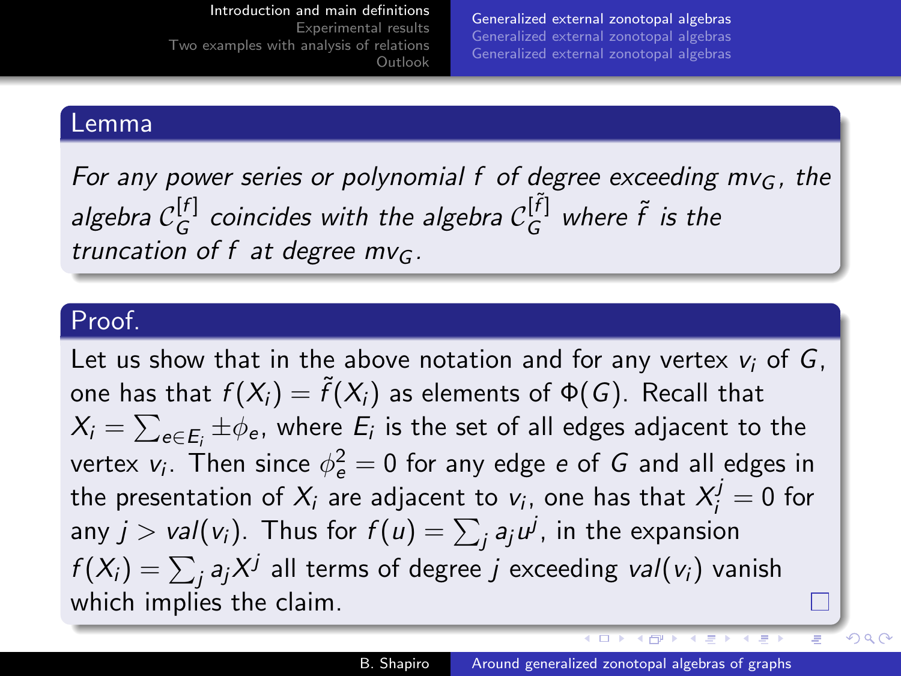**Lemma**

*For any power series or polynomial $f$ of degree exceeding $mv_G$, the algebra $\mathcal{C}_G^{[f]}$ coincides with the algebra $\mathcal{C}_G^{[\tilde{f}]}$ where $\tilde{f}$ is the truncation of $f$ at degree $mv_G$.*

**Proof.**

Let us show that in the above notation and for any vertex $v_i$ of $G$, one has that $f(X_i) = \tilde{f}(X_i)$ as elements of $\Phi(G)$. Recall that $X_i = \sum_{e \in E_i} \pm\phi_e$, where $E_i$ is the set of all edges adjacent to the vertex $v_i$. Then since $\phi_e^2 = 0$ for any edge $e$ of $G$ and all edges in the presentation of $X_i$ are adjacent to $v_i$, one has that $X_i^j = 0$ for any $j > val(v_i)$. Thus for $f(u) = \sum_j a_j u^j$, in the expansion $f(X_i) = \sum_j a_j X^j$ all terms of degree $j$ exceeding $val(v_i)$ vanish which implies the claim. □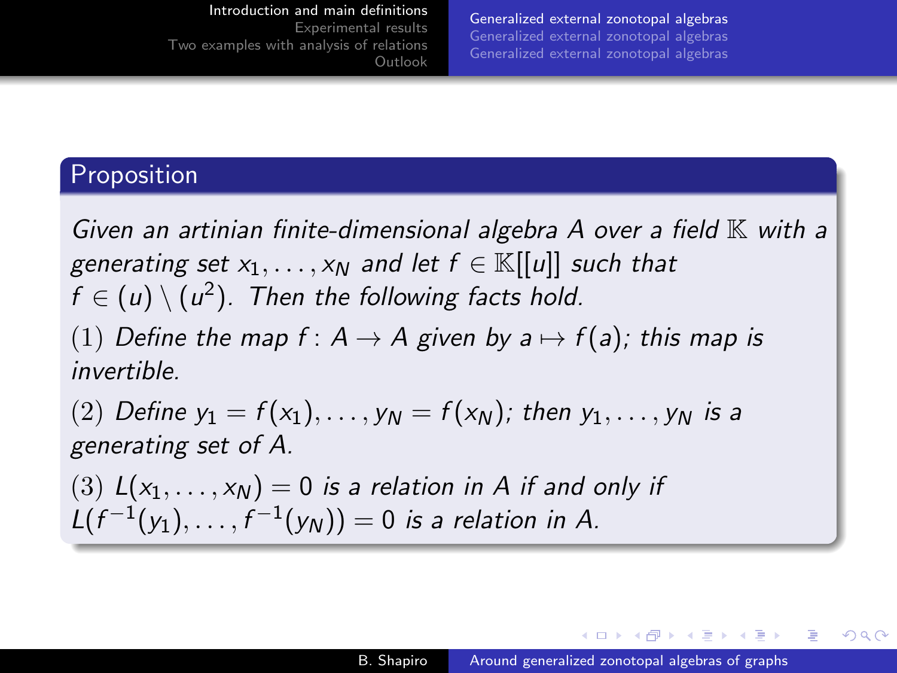## Proposition

*Given an artinian finite-dimensional algebra $A$ over a field $\mathbb{K}$ with a generating set $x_1, \dots, x_N$ and let $f \in \mathbb{K}[[u]]$ such that $f \in (u) \setminus (u^2)$. Then the following facts hold.*

(1) *Define the map $f \colon A \to A$ given by $a \mapsto f(a)$; this map is invertible.*

(2) *Define $y_1 = f(x_1), \dots, y_N = f(x_N)$; then $y_1, \dots, y_N$ is a generating set of $A$.*

(3) *$L(x_1, \dots, x_N) = 0$ is a relation in $A$ if and only if $L(f^{-1}(y_1), \dots, f^{-1}(y_N)) = 0$ is a relation in $A$.*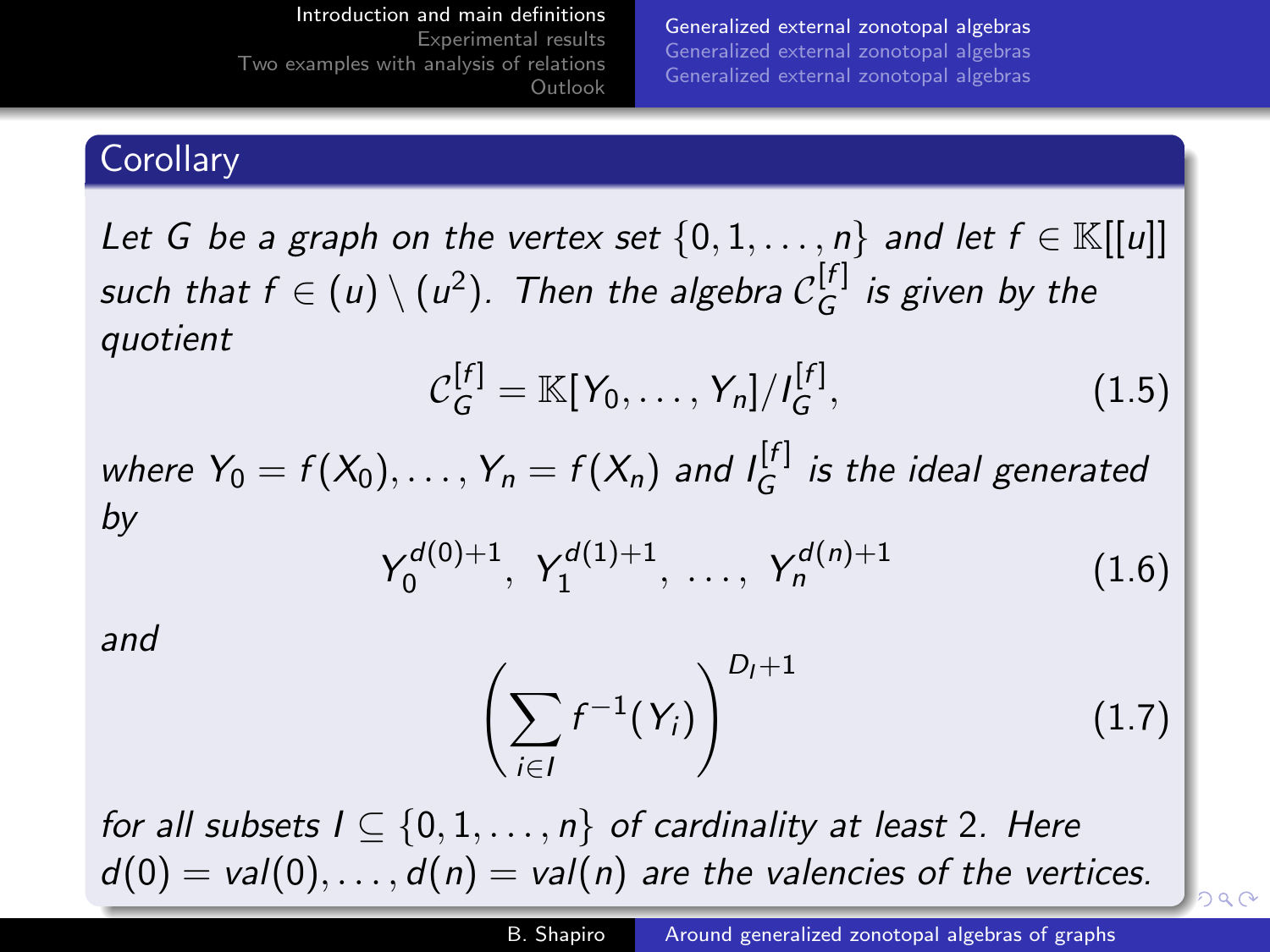## Corollary

*Let $G$ be a graph on the vertex set $\{0, 1, \ldots, n\}$ and let $f \in \mathbb{K}[[u]]$ such that $f \in (u) \setminus (u^2)$. Then the algebra $\mathcal{C}_G^{[f]}$ is given by the quotient*

$$\mathcal{C}_G^{[f]} = \mathbb{K}[Y_0, \ldots, Y_n]/I_G^{[f]}, \tag{1.5}$$

*where $Y_0 = f(X_0), \ldots, Y_n = f(X_n)$ and $I_G^{[f]}$ is the ideal generated by*

$$Y_0^{d(0)+1}, \; Y_1^{d(1)+1}, \; \ldots, \; Y_n^{d(n)+1} \tag{1.6}$$

*and*

$$\left( \sum_{i \in I} f^{-1}(Y_i) \right)^{D_I + 1} \tag{1.7}$$

*for all subsets $I \subseteq \{0, 1, \ldots, n\}$ of cardinality at least 2. Here $d(0) = val(0), \ldots, d(n) = val(n)$ are the valencies of the vertices.*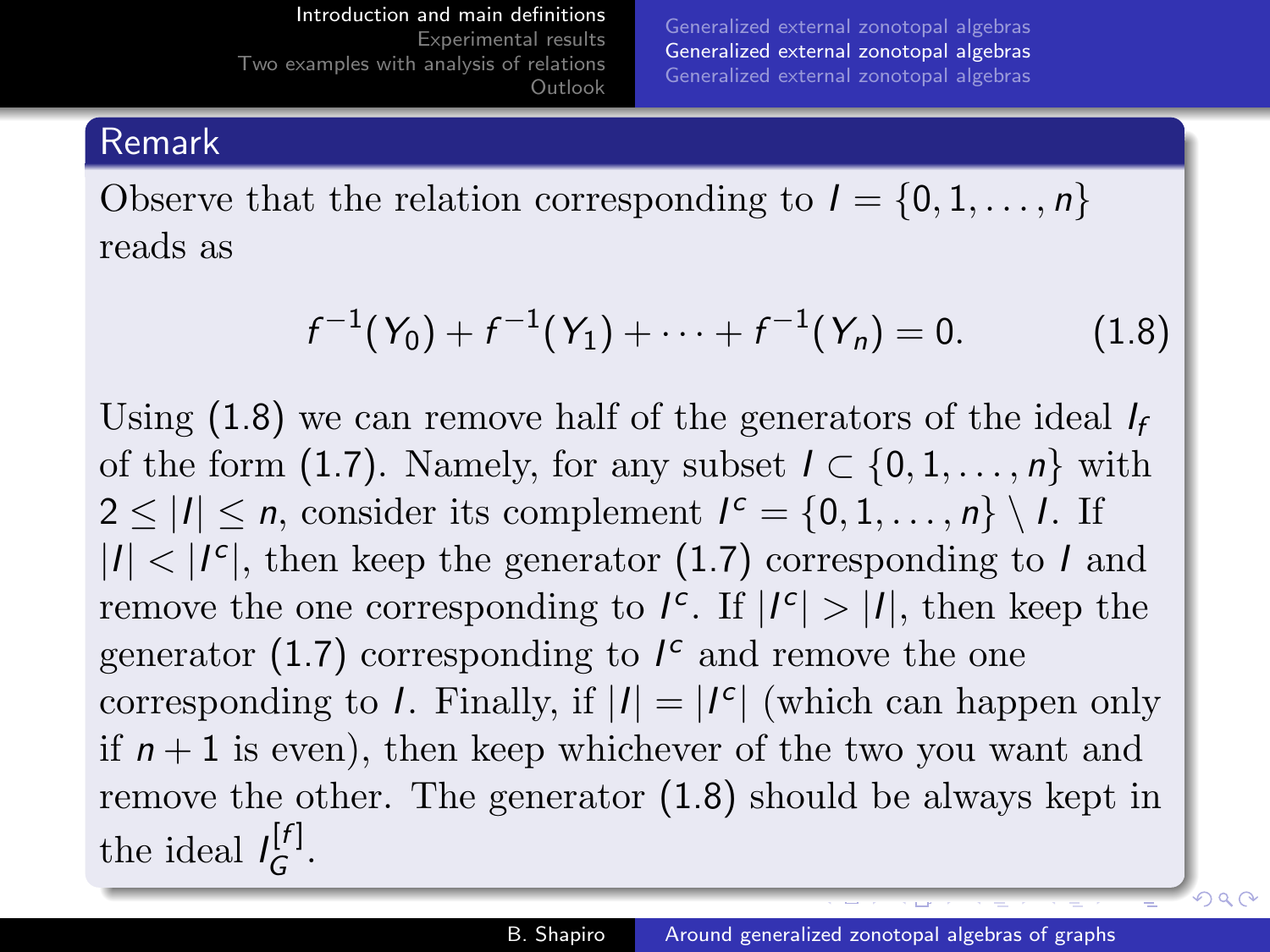## Remark

Observe that the relation corresponding to $I = \{0, 1, \ldots, n\}$ reads as

$$f^{-1}(Y_0) + f^{-1}(Y_1) + \cdots + f^{-1}(Y_n) = 0. \tag{1.8}$$

Using (1.8) we can remove half of the generators of the ideal $I_f$ of the form (1.7). Namely, for any subset $I \subset \{0, 1, \ldots, n\}$ with $2 \leq |I| \leq n$, consider its complement $I^c = \{0, 1, \ldots, n\} \setminus I$. If $|I| < |I^c|$, then keep the generator (1.7) corresponding to $I$ and remove the one corresponding to $I^c$. If $|I^c| > |I|$, then keep the generator (1.7) corresponding to $I^c$ and remove the one corresponding to $I$. Finally, if $|I| = |I^c|$ (which can happen only if $n + 1$ is even), then keep whichever of the two you want and remove the other. The generator (1.8) should be always kept in the ideal $I_G^{[f]}$.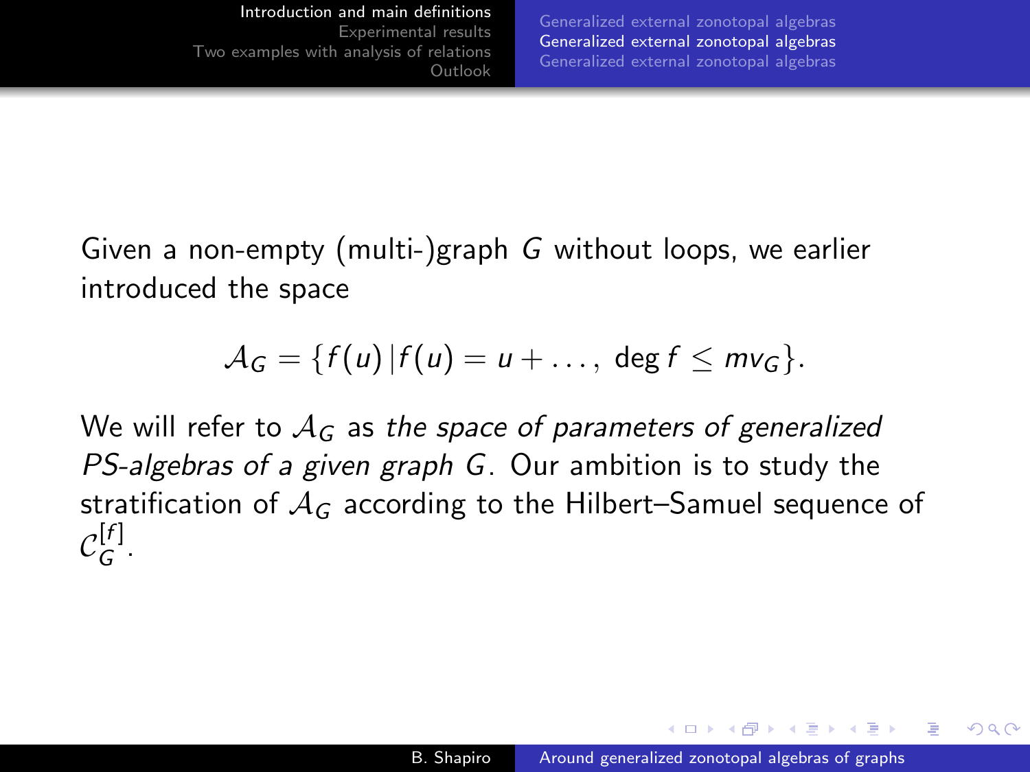Given a non-empty (multi-)graph $G$ without loops, we earlier introduced the space

$$\mathcal{A}_G = \{f(u) \,|\, f(u) = u + \dots,\ \deg f \leq mv_G\}.$$

We will refer to $\mathcal{A}_G$ as *the space of parameters of generalized PS-algebras of a given graph $G$*. Our ambition is to study the stratification of $\mathcal{A}_G$ according to the Hilbert–Samuel sequence of $\mathcal{C}_G^{[f]}$.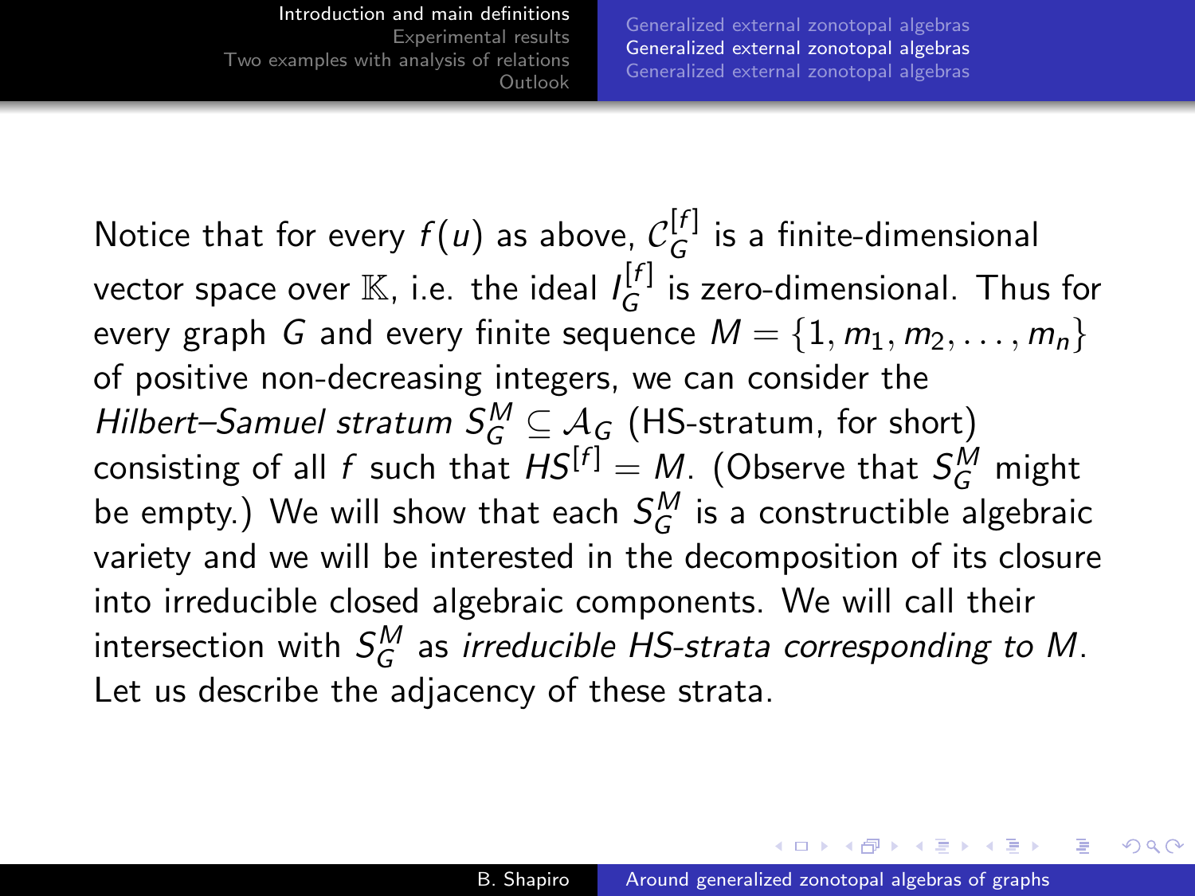Notice that for every $f(u)$ as above, $\mathcal{C}_G^{[f]}$ is a finite-dimensional vector space over $\mathbb{K}$, i.e. the ideal $I_G^{[f]}$ is zero-dimensional. Thus for every graph $G$ and every finite sequence $M = \{1, m_1, m_2, \ldots, m_n\}$ of positive non-decreasing integers, we can consider the *Hilbert–Samuel stratum* $S_G^M \subseteq \mathcal{A}_G$ (HS-stratum, for short) consisting of all $f$ such that $HS^{[f]} = M$. (Observe that $S_G^M$ might be empty.) We will show that each $S_G^M$ is a constructible algebraic variety and we will be interested in the decomposition of its closure into irreducible closed algebraic components. We will call their intersection with $S_G^M$ as *irreducible HS-strata corresponding to* $M$. Let us describe the adjacency of these strata.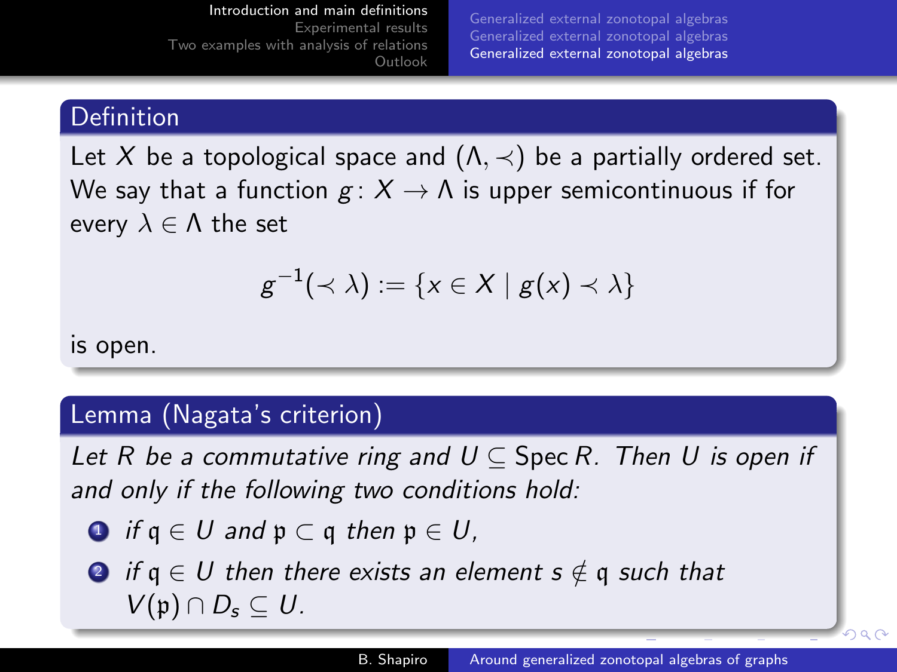### Definition

Let $X$ be a topological space and $(\Lambda, \prec)$ be a partially ordered set. We say that a function $g\colon X \to \Lambda$ is upper semicontinuous if for every $\lambda \in \Lambda$ the set

$$g^{-1}(\prec \lambda) := \{x \in X \mid g(x) \prec \lambda\}$$

is open.

### Lemma (Nagata's criterion)

*Let $R$ be a commutative ring and $U \subseteq \operatorname{Spec} R$. Then $U$ is open if and only if the following two conditions hold:*

1. *if $\mathfrak{q} \in U$ and $\mathfrak{p} \subset \mathfrak{q}$ then $\mathfrak{p} \in U$,*
2. *if $\mathfrak{q} \in U$ then there exists an element $s \notin \mathfrak{q}$ such that $V(\mathfrak{p}) \cap D_s \subseteq U$.*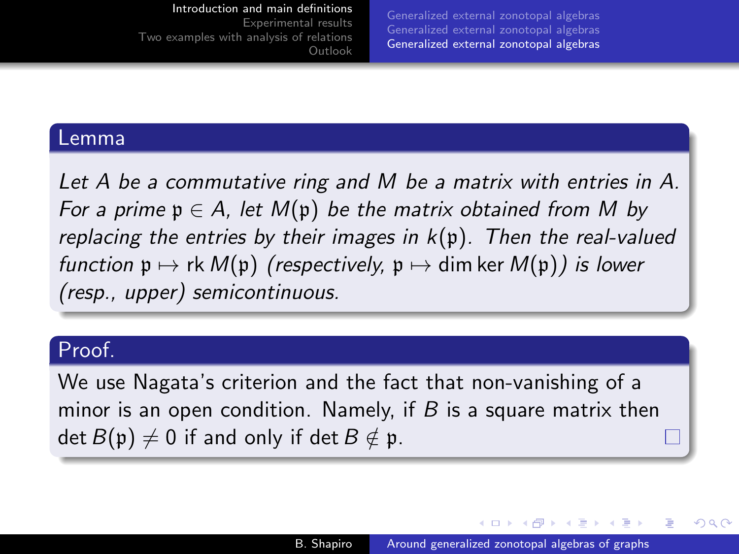### Lemma

*Let $A$ be a commutative ring and $M$ be a matrix with entries in $A$. For a prime $\mathfrak{p} \in A$, let $M(\mathfrak{p})$ be the matrix obtained from $M$ by replacing the entries by their images in $k(\mathfrak{p})$. Then the real-valued function $\mathfrak{p} \mapsto \operatorname{rk} M(\mathfrak{p})$ (respectively, $\mathfrak{p} \mapsto \dim \ker M(\mathfrak{p})$) is lower (resp., upper) semicontinuous.*

### Proof.

We use Nagata's criterion and the fact that non-vanishing of a minor is an open condition. Namely, if $B$ is a square matrix then $\det B(\mathfrak{p}) \neq 0$ if and only if $\det B \notin \mathfrak{p}$. □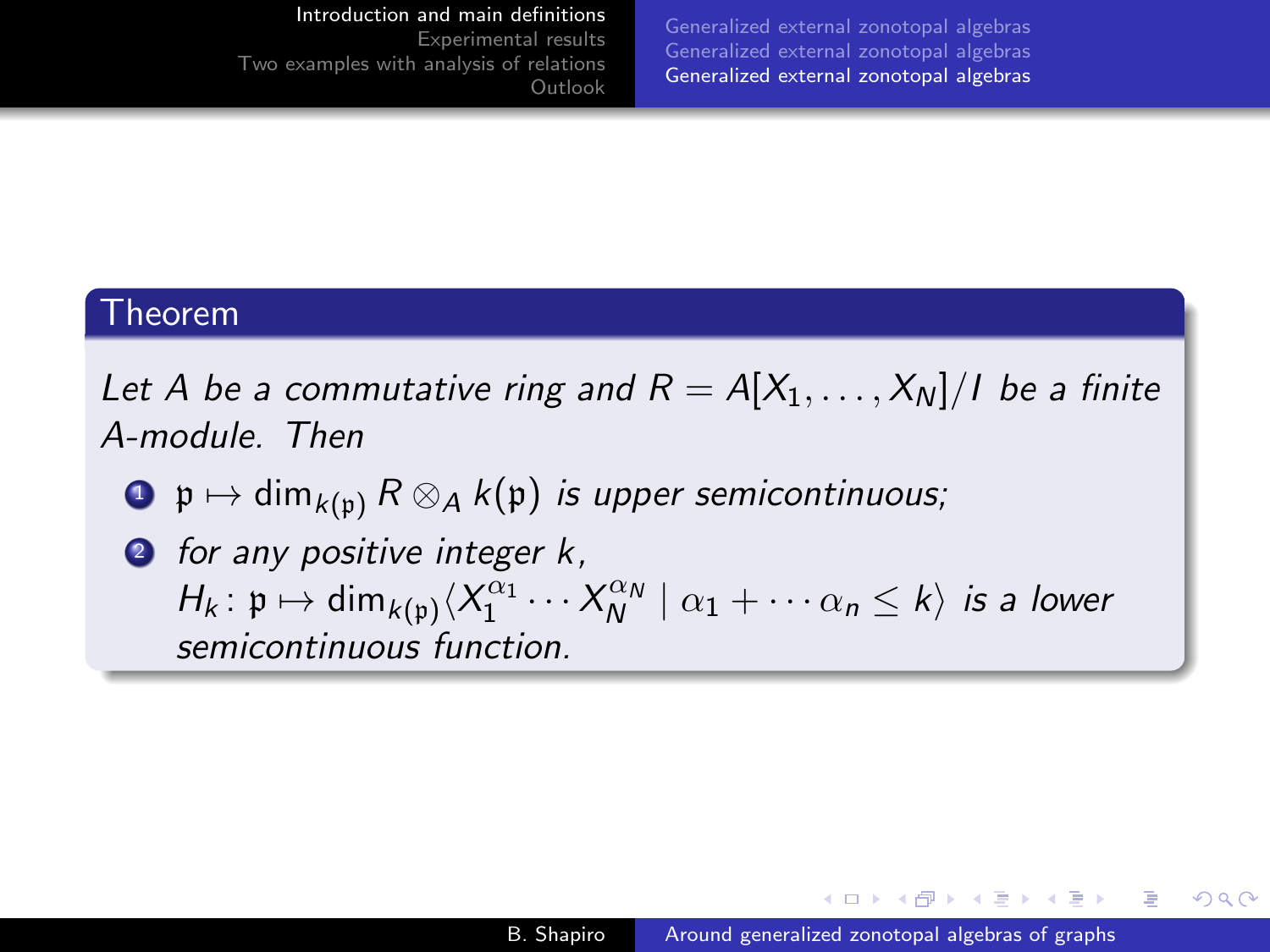**Theorem**

*Let $A$ be a commutative ring and $R = A[X_1, \ldots, X_N]/I$ be a finite $A$-module. Then*

1. $\mathfrak{p} \mapsto \dim_{k(\mathfrak{p})} R \otimes_A k(\mathfrak{p})$ *is upper semicontinuous;*
2. *for any positive integer $k$,*
   $H_k \colon \mathfrak{p} \mapsto \dim_{k(\mathfrak{p})} \langle X_1^{\alpha_1} \cdots X_N^{\alpha_N} \mid \alpha_1 + \cdots \alpha_n \leq k \rangle$ *is a lower semicontinuous function.*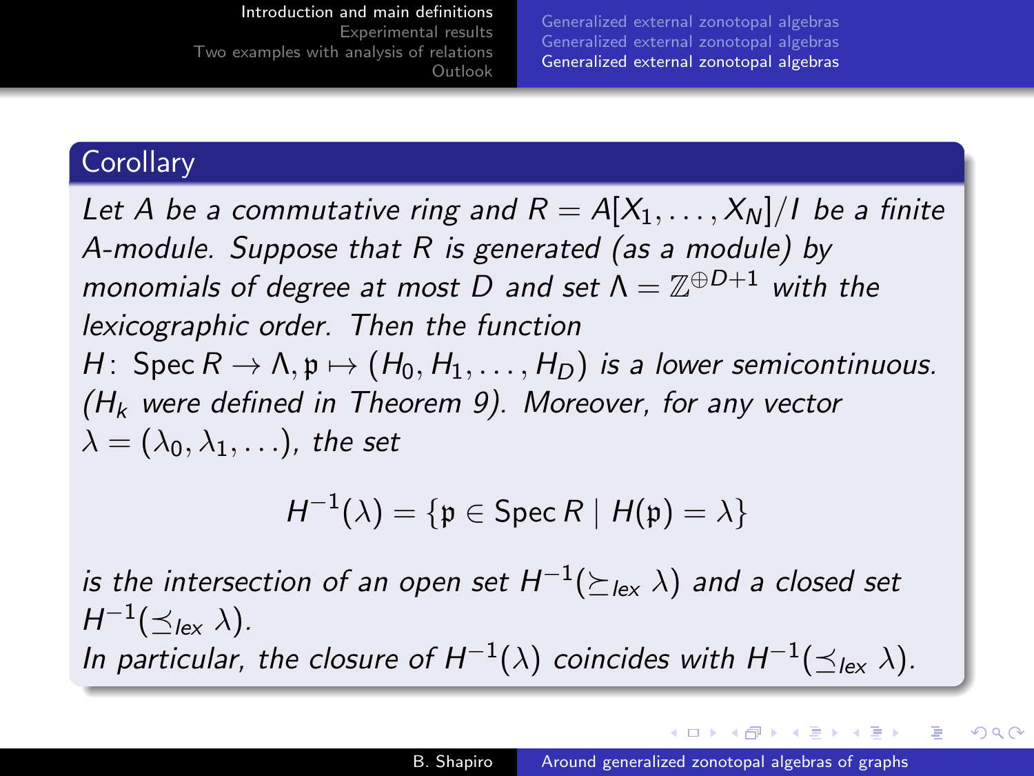### Corollary

*Let $A$ be a commutative ring and $R = A[X_1, \ldots, X_N]/I$ be a finite $A$-module. Suppose that $R$ is generated (as a module) by monomials of degree at most $D$ and set $\Lambda = \mathbb{Z}^{\oplus D+1}$ with the lexicographic order. Then the function $H\colon \operatorname{Spec} R \to \Lambda, \mathfrak{p} \mapsto (H_0, H_1, \ldots, H_D)$ is a lower semicontinuous. ($H_k$ were defined in Theorem 9). Moreover, for any vector $\lambda = (\lambda_0, \lambda_1, \ldots)$, the set*

$$H^{-1}(\lambda) = \{\mathfrak{p} \in \operatorname{Spec} R \mid H(\mathfrak{p}) = \lambda\}$$

*is the intersection of an open set $H^{-1}(\succeq_{lex} \lambda)$ and a closed set $H^{-1}(\preceq_{lex} \lambda)$.*
*In particular, the closure of $H^{-1}(\lambda)$ coincides with $H^{-1}(\preceq_{lex} \lambda)$.*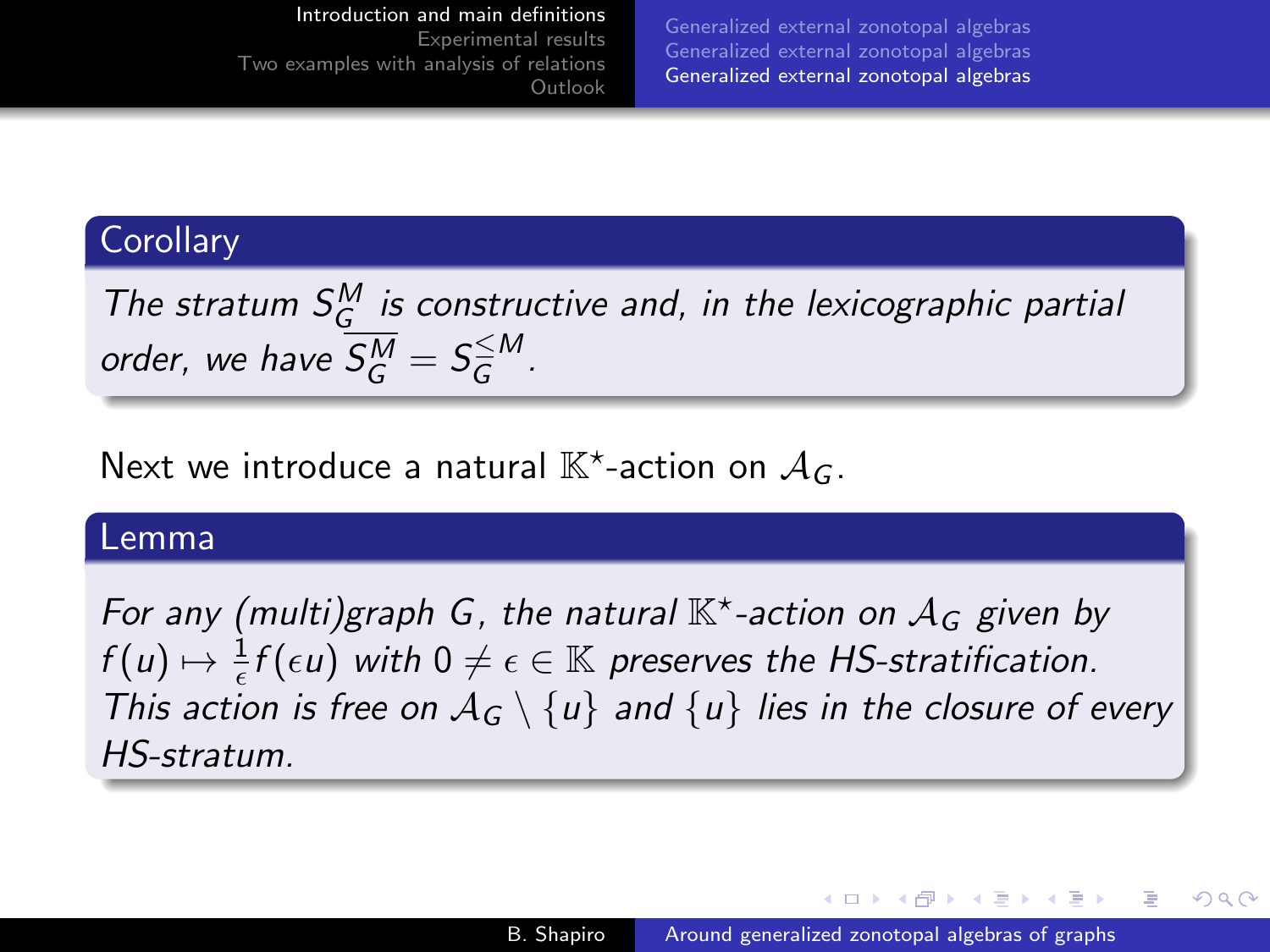**Corollary**

*The stratum $S_G^M$ is constructive and, in the lexicographic partial order, we have $\overline{S_G^M} = S_G^{\leq M}$.*

Next we introduce a natural $\mathbb{K}^\star$-action on $\mathcal{A}_G$.

**Lemma**

*For any (multi)graph $G$, the natural $\mathbb{K}^\star$-action on $\mathcal{A}_G$ given by $f(u) \mapsto \frac{1}{\epsilon} f(\epsilon u)$ with $0 \neq \epsilon \in \mathbb{K}$ preserves the HS-stratification. This action is free on $\mathcal{A}_G \setminus \{u\}$ and $\{u\}$ lies in the closure of every HS-stratum.*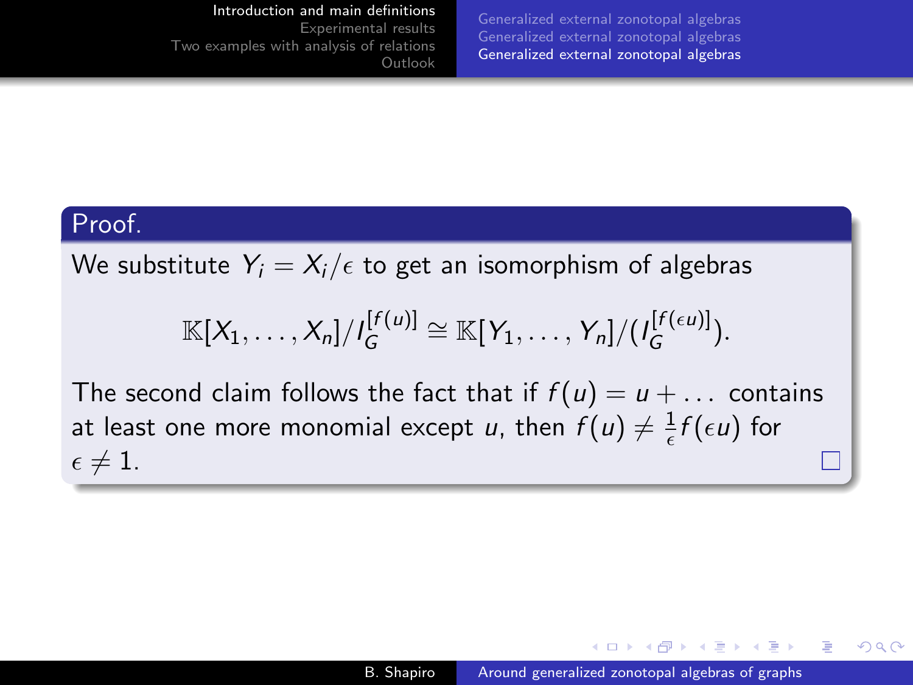**Proof.**

We substitute $Y_i = X_i/\epsilon$ to get an isomorphism of algebras

$$\mathbb{K}[X_1, \ldots, X_n]/I_G^{[f(u)]} \cong \mathbb{K}[Y_1, \ldots, Y_n]/(I_G^{[f(\epsilon u)]}).$$

The second claim follows the fact that if $f(u) = u + \ldots$ contains at least one more monomial except $u$, then $f(u) \neq \frac{1}{\epsilon} f(\epsilon u)$ for $\epsilon \neq 1$. □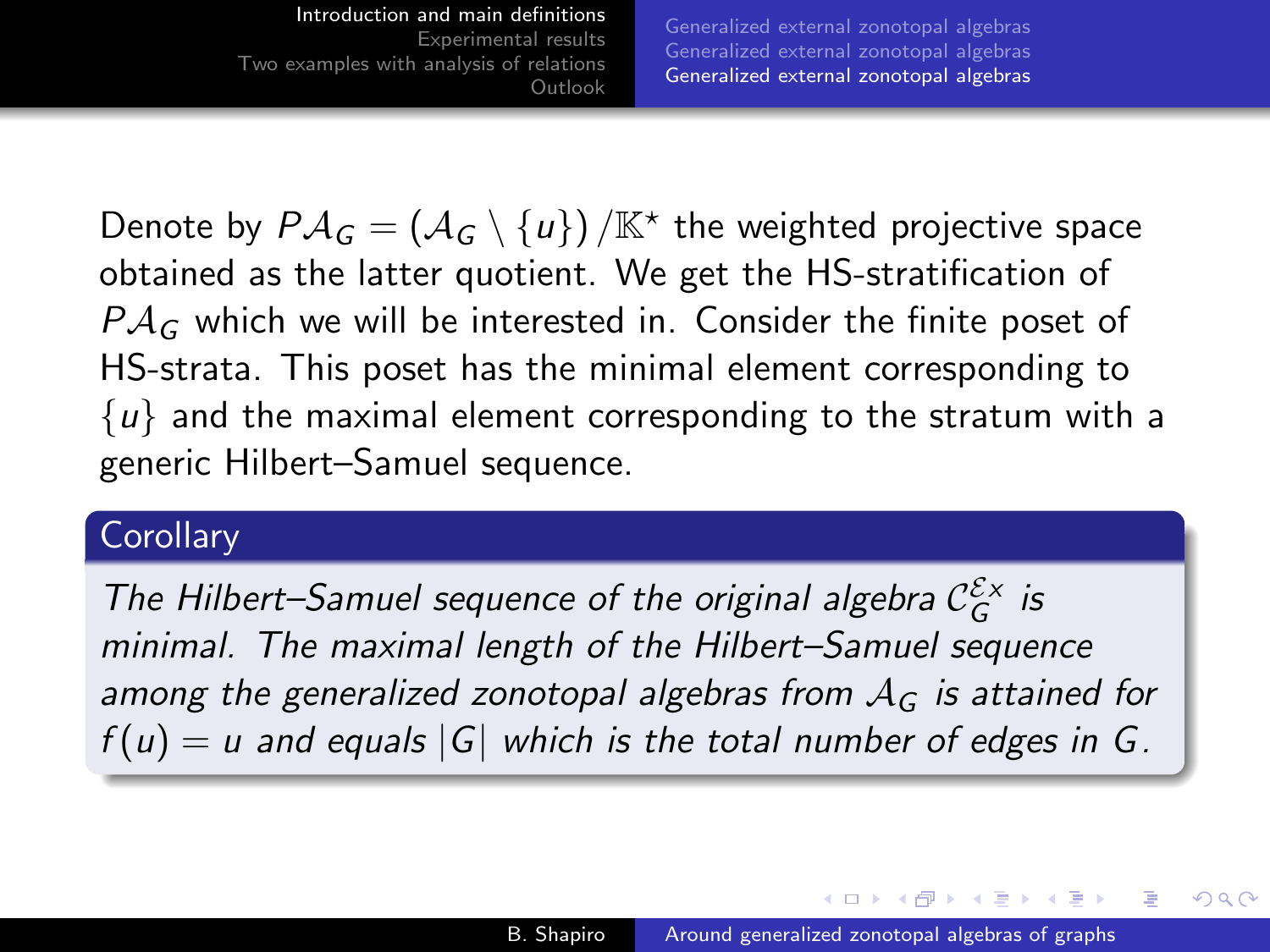Denote by $P\mathcal{A}_G = (\mathcal{A}_G \setminus \{u\}) / \mathbb{K}^\star$ the weighted projective space obtained as the latter quotient. We get the HS-stratification of $P\mathcal{A}_G$ which we will be interested in. Consider the finite poset of HS-strata. This poset has the minimal element corresponding to $\{u\}$ and the maximal element corresponding to the stratum with a generic Hilbert–Samuel sequence.

### Corollary

*The Hilbert–Samuel sequence of the original algebra $\mathcal{C}_G^{\mathcal{E}x}$ is minimal. The maximal length of the Hilbert–Samuel sequence among the generalized zonotopal algebras from $\mathcal{A}_G$ is attained for $f(u) = u$ and equals $|G|$ which is the total number of edges in $G$.*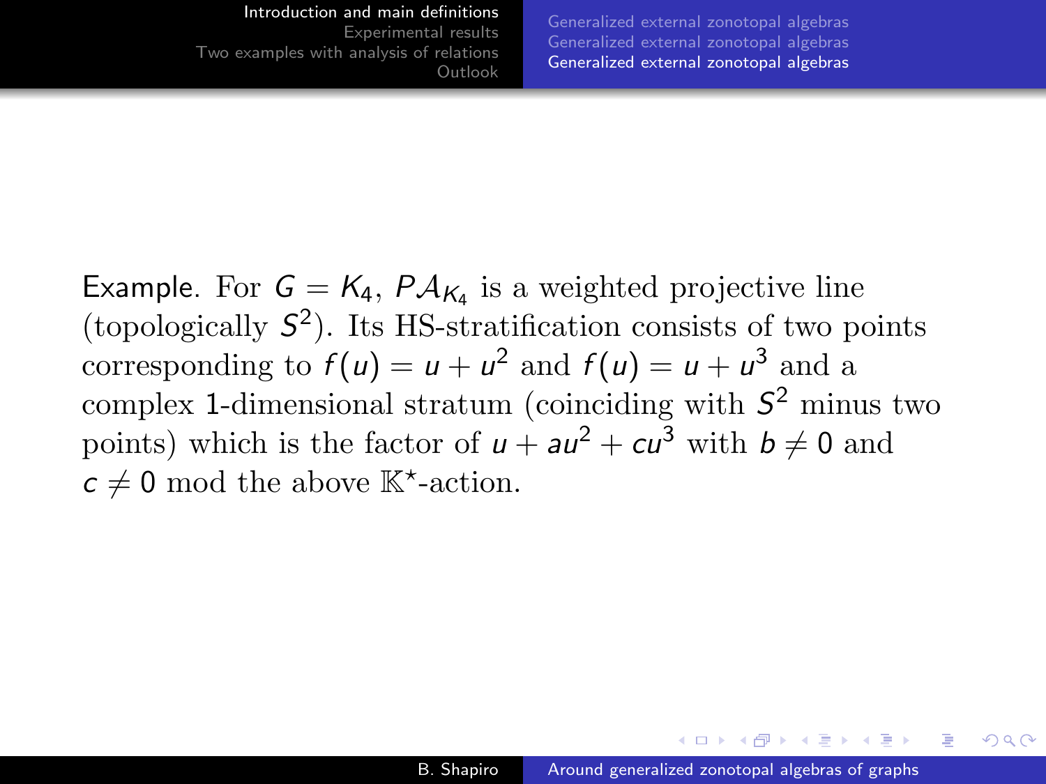Example. For $G = K_4$, $P\mathcal{A}_{K_4}$ is a weighted projective line (topologically $S^2$). Its HS-stratification consists of two points corresponding to $f(u) = u + u^2$ and $f(u) = u + u^3$ and a complex 1-dimensional stratum (coinciding with $S^2$ minus two points) which is the factor of $u + au^2 + cu^3$ with $b \neq 0$ and $c \neq 0$ mod the above $\mathbb{K}^\star$-action.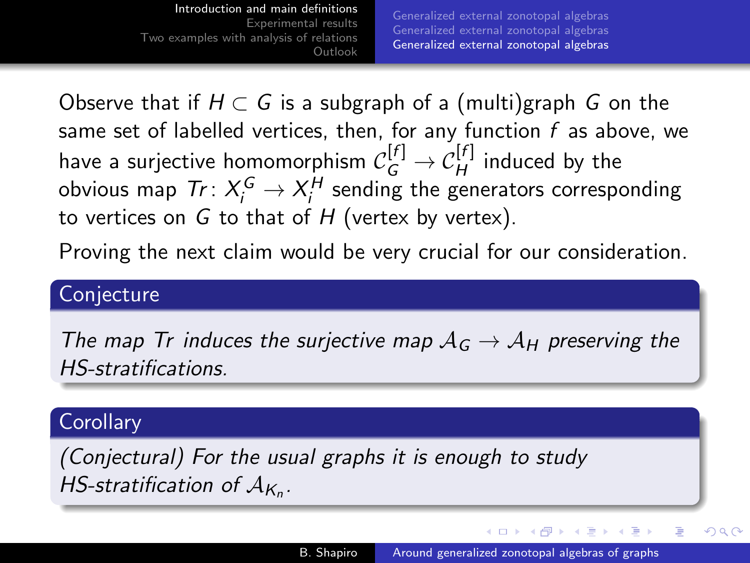Observe that if $H \subset G$ is a subgraph of a (multi)graph $G$ on the same set of labelled vertices, then, for any function $f$ as above, we have a surjective homomorphism $\mathcal{C}_G^{[f]} \to \mathcal{C}_H^{[f]}$ induced by the obvious map $Tr\colon X_i^G \to X_i^H$ sending the generators corresponding to vertices on $G$ to that of $H$ (vertex by vertex).

Proving the next claim would be very crucial for our consideration.

**Conjecture**

*The map $Tr$ induces the surjective map $\mathcal{A}_G \to \mathcal{A}_H$ preserving the HS-stratifications.*

**Corollary**

*(Conjectural) For the usual graphs it is enough to study HS-stratification of $\mathcal{A}_{K_n}$.*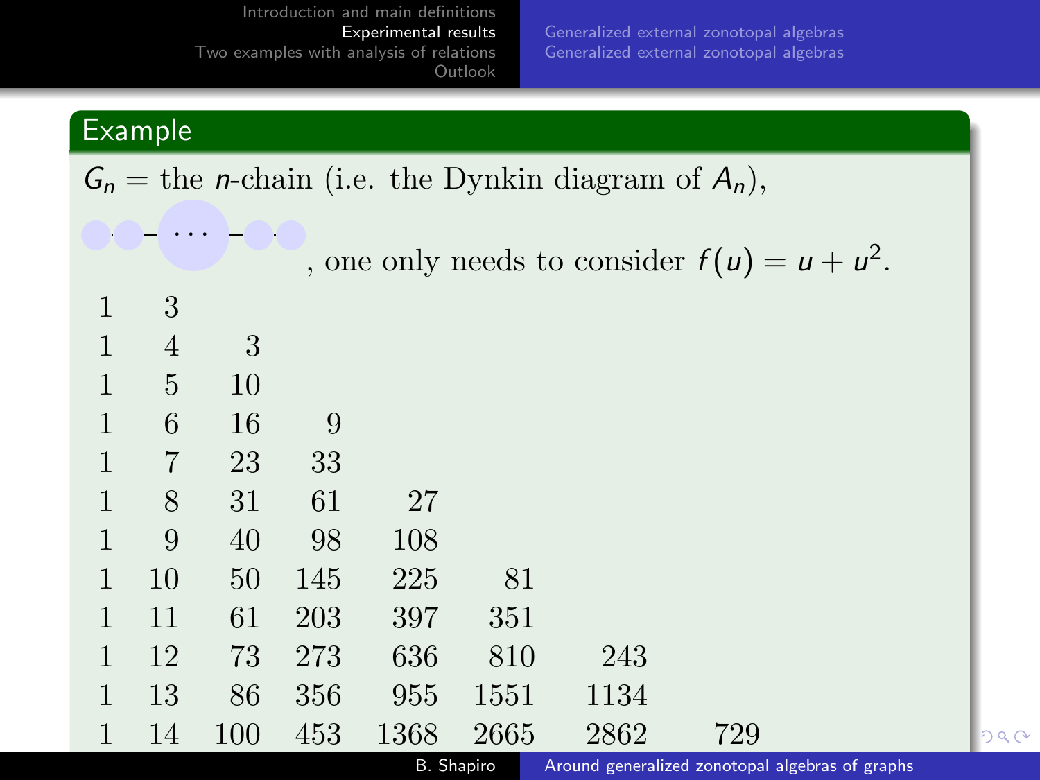## Example

$G_n$ = the $n$-chain (i.e. the Dynkin diagram of $A_n$),

$\bullet - \bullet - \cdots - \bullet - \bullet$, one only needs to consider $f(u) = u + u^2$.

| | | | | | | | |
|---|---|---|---|---|---|---|---|
| 1 | 3 | | | | | | |
| 1 | 4 | 3 | | | | | |
| 1 | 5 | 10 | | | | | |
| 1 | 6 | 16 | 9 | | | | |
| 1 | 7 | 23 | 33 | | | | |
| 1 | 8 | 31 | 61 | 27 | | | |
| 1 | 9 | 40 | 98 | 108 | | | |
| 1 | 10 | 50 | 145 | 225 | 81 | | |
| 1 | 11 | 61 | 203 | 397 | 351 | | |
| 1 | 12 | 73 | 273 | 636 | 810 | 243 | |
| 1 | 13 | 86 | 356 | 955 | 1551 | 1134 | |
| 1 | 14 | 100 | 453 | 1368 | 2665 | 2862 | 729 |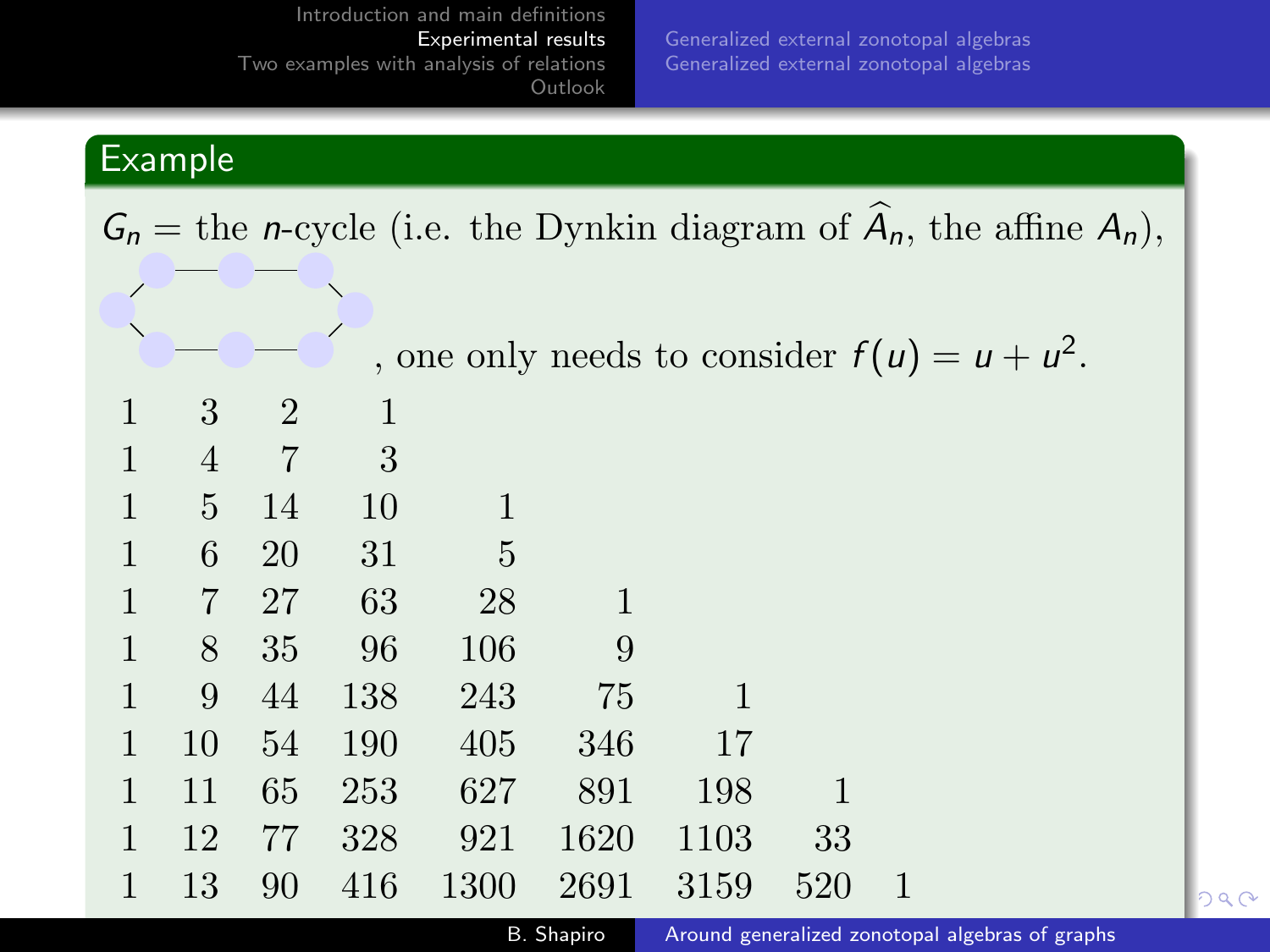## Example

$G_n$ = the $n$-cycle (i.e. the Dynkin diagram of $\widehat{A}_n$, the affine $A_n$), , one only needs to consider $f(u) = u + u^2$.

| | | | | | | | | |
|---|---|---|---|---|---|---|---|---|
| 1 | 3 | 2 | 1 | | | | | |
| 1 | 4 | 7 | 3 | | | | | |
| 1 | 5 | 14 | 10 | 1 | | | | |
| 1 | 6 | 20 | 31 | 5 | | | | |
| 1 | 7 | 27 | 63 | 28 | 1 | | | |
| 1 | 8 | 35 | 96 | 106 | 9 | | | |
| 1 | 9 | 44 | 138 | 243 | 75 | 1 | | |
| 1 | 10 | 54 | 190 | 405 | 346 | 17 | | |
| 1 | 11 | 65 | 253 | 627 | 891 | 198 | 1 | |
| 1 | 12 | 77 | 328 | 921 | 1620 | 1103 | 33 | |
| 1 | 13 | 90 | 416 | 1300 | 2691 | 3159 | 520 | 1 |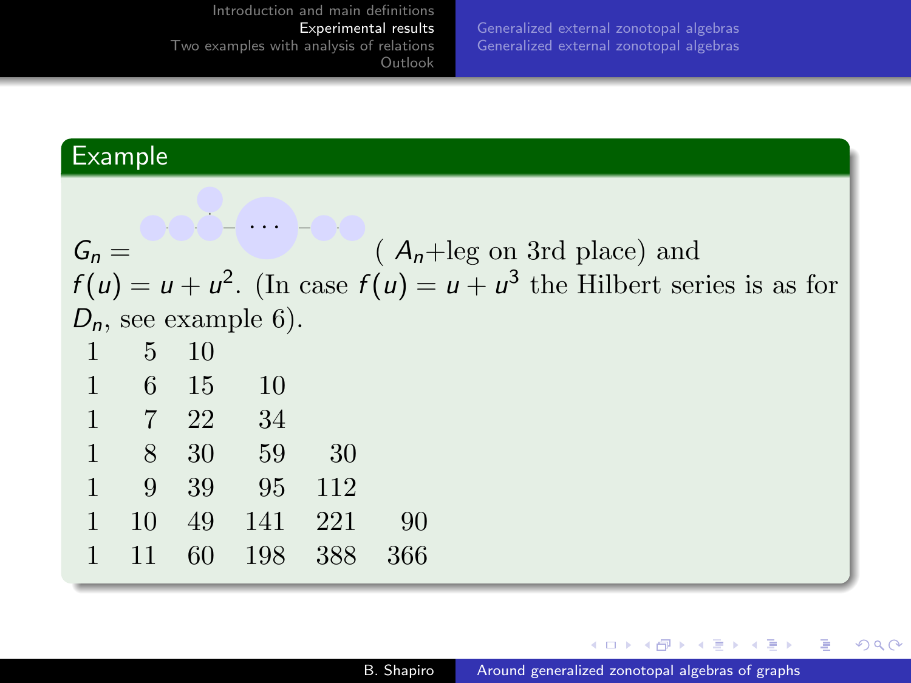## Example

$G_n =$ ( $A_n$+leg on 3rd place) and $f(u) = u + u^2$. (In case $f(u) = u + u^3$ the Hilbert series is as for $D_n$, see example 6).

| | | | | | |
|---|---|---|---|---|---|
| 1 | 5 | 10 | | | |
| 1 | 6 | 15 | 10 | | |
| 1 | 7 | 22 | 34 | | |
| 1 | 8 | 30 | 59 | 30 | |
| 1 | 9 | 39 | 95 | 112 | |
| 1 | 10 | 49 | 141 | 221 | 90 |
| 1 | 11 | 60 | 198 | 388 | 366 |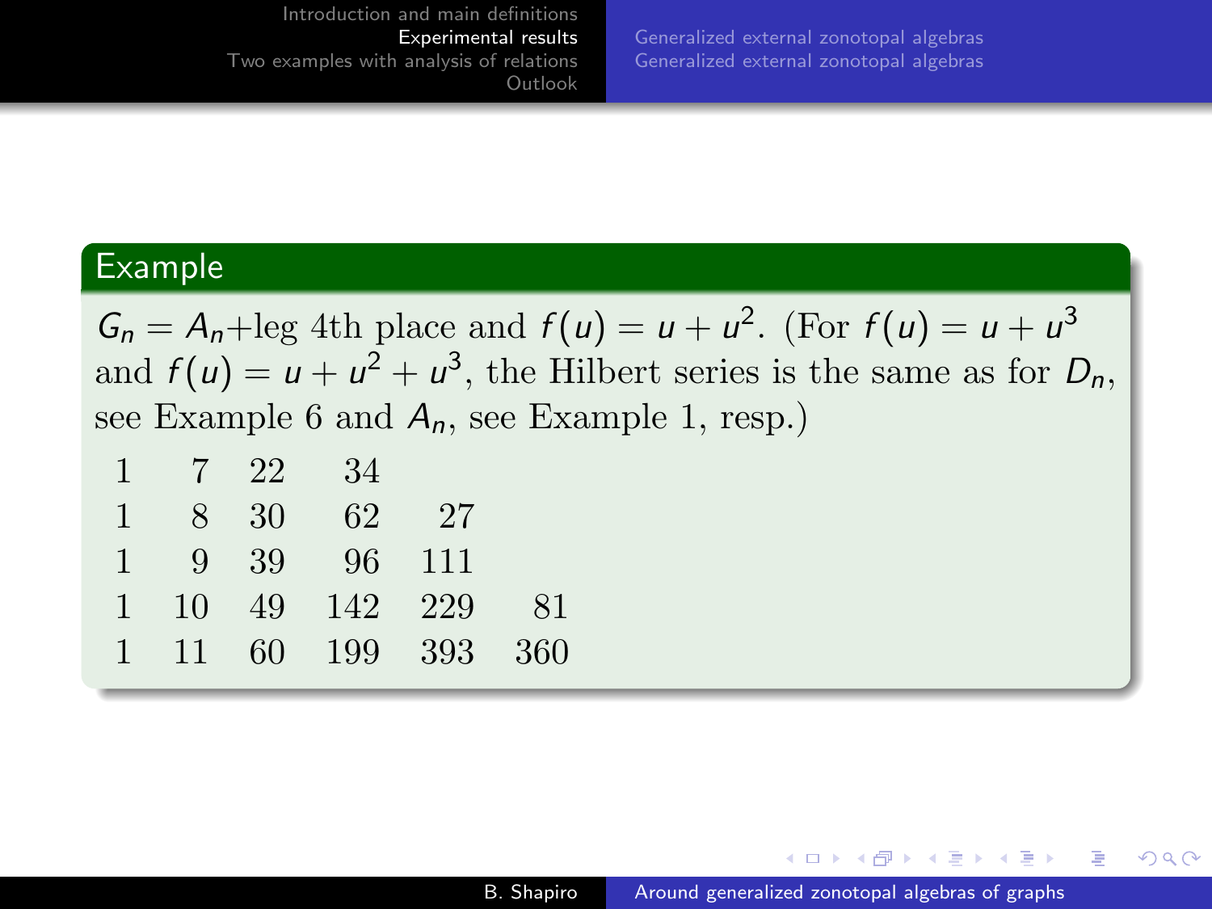### Example

$G_n = A_n$+leg 4th place and $f(u) = u + u^2$. (For $f(u) = u + u^3$ and $f(u) = u + u^2 + u^3$, the Hilbert series is the same as for $D_n$, see Example 6 and $A_n$, see Example 1, resp.)

| | | | | | |
|---|---|---|---|---|---|
| 1 | 7 | 22 | 34 | | |
| 1 | 8 | 30 | 62 | 27 | |
| 1 | 9 | 39 | 96 | 111 | |
| 1 | 10 | 49 | 142 | 229 | 81 |
| 1 | 11 | 60 | 199 | 393 | 360 |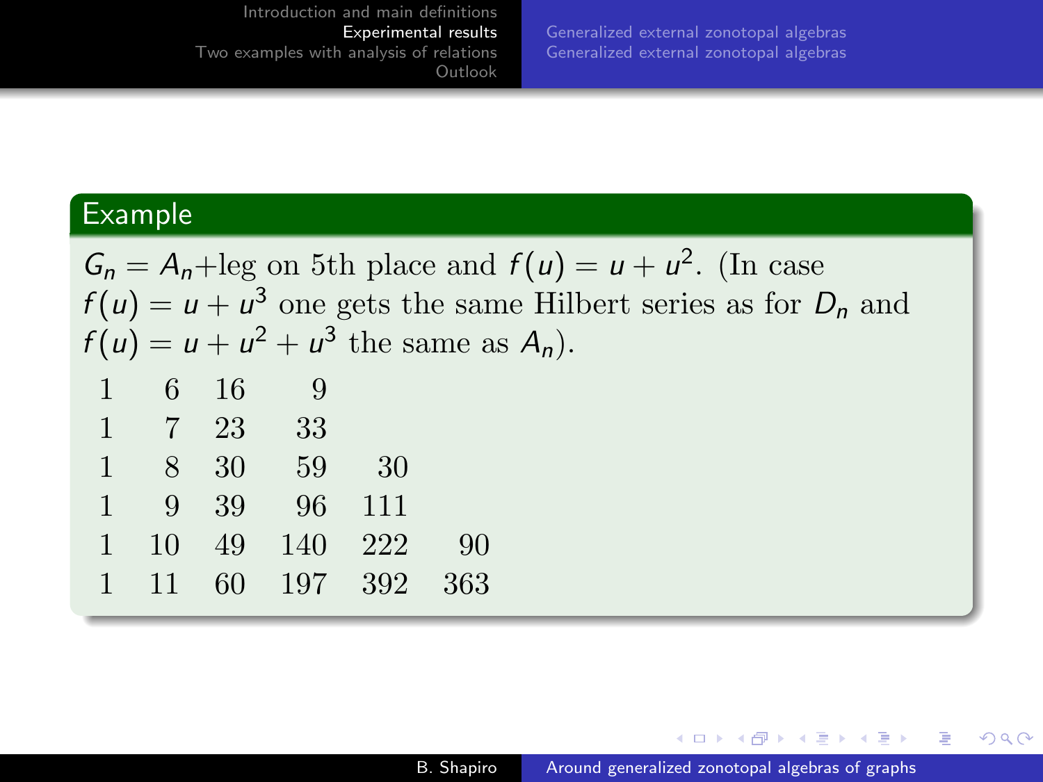## Example

$G_n = A_n$+leg on 5th place and $f(u) = u + u^2$. (In case $f(u) = u + u^3$ one gets the same Hilbert series as for $D_n$ and $f(u) = u + u^2 + u^3$ the same as $A_n$).

| | | | | | |
|---|---|---|---|---|---|
| 1 | 6 | 16 | 9 | | |
| 1 | 7 | 23 | 33 | | |
| 1 | 8 | 30 | 59 | 30 | |
| 1 | 9 | 39 | 96 | 111 | |
| 1 | 10 | 49 | 140 | 222 | 90 |
| 1 | 11 | 60 | 197 | 392 | 363 |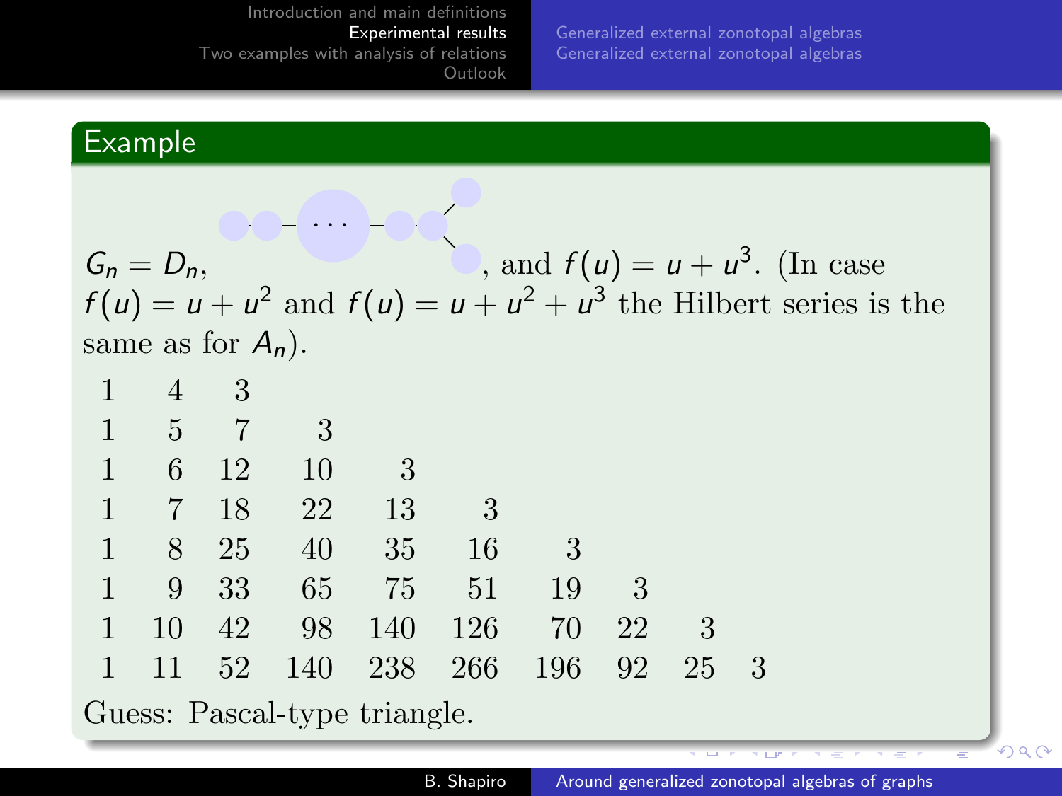## Example

$G_n = D_n$, , and $f(u) = u + u^3$. (In case $f(u) = u + u^2$ and $f(u) = u + u^2 + u^3$ the Hilbert series is the same as for $A_n$).

| | | | | | | | | | |
|---|---|---|---|---|---|---|---|---|---|
| 1 | 4 | 3 | | | | | | | |
| 1 | 5 | 7 | 3 | | | | | | |
| 1 | 6 | 12 | 10 | 3 | | | | | |
| 1 | 7 | 18 | 22 | 13 | 3 | | | | |
| 1 | 8 | 25 | 40 | 35 | 16 | 3 | | | |
| 1 | 9 | 33 | 65 | 75 | 51 | 19 | 3 | | |
| 1 | 10 | 42 | 98 | 140 | 126 | 70 | 22 | 3 | |
| 1 | 11 | 52 | 140 | 238 | 266 | 196 | 92 | 25 | 3 |

Guess: Pascal-type triangle.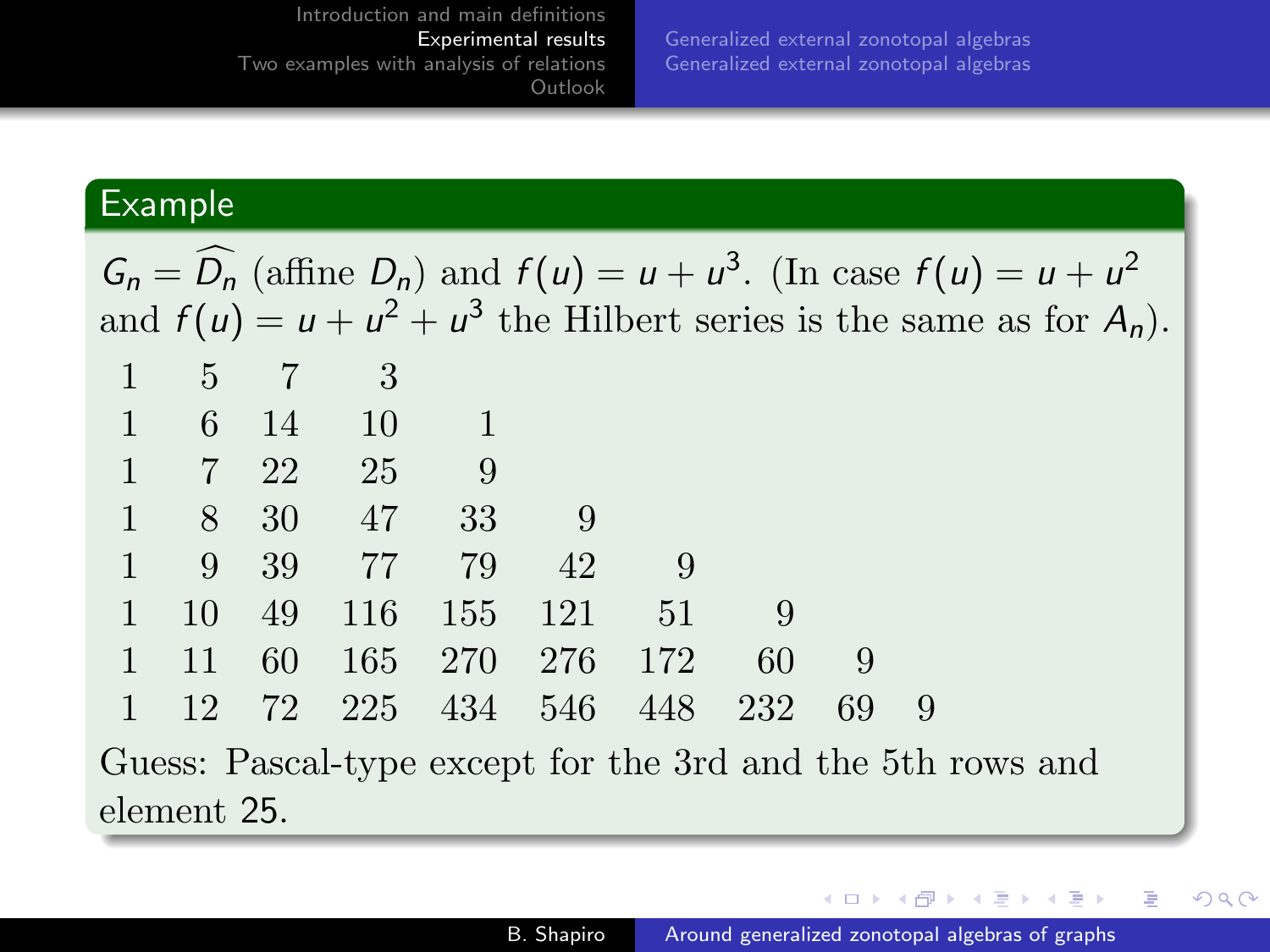## Example

$G_n = \widehat{D_n}$ (affine $D_n$) and $f(u) = u + u^3$. (In case $f(u) = u + u^2$ and $f(u) = u + u^2 + u^3$ the Hilbert series is the same as for $A_n$).

| | | | | | | | | | |
|---|---|---|---|---|---|---|---|---|---|
| 1 | 5 | 7 | 3 | | | | | | |
| 1 | 6 | 14 | 10 | 1 | | | | | |
| 1 | 7 | 22 | 25 | 9 | | | | | |
| 1 | 8 | 30 | 47 | 33 | 9 | | | | |
| 1 | 9 | 39 | 77 | 79 | 42 | 9 | | | |
| 1 | 10 | 49 | 116 | 155 | 121 | 51 | 9 | | |
| 1 | 11 | 60 | 165 | 270 | 276 | 172 | 60 | 9 | |
| 1 | 12 | 72 | 225 | 434 | 546 | 448 | 232 | 69 | 9 |

Guess: Pascal-type except for the 3rd and the 5th rows and element 25.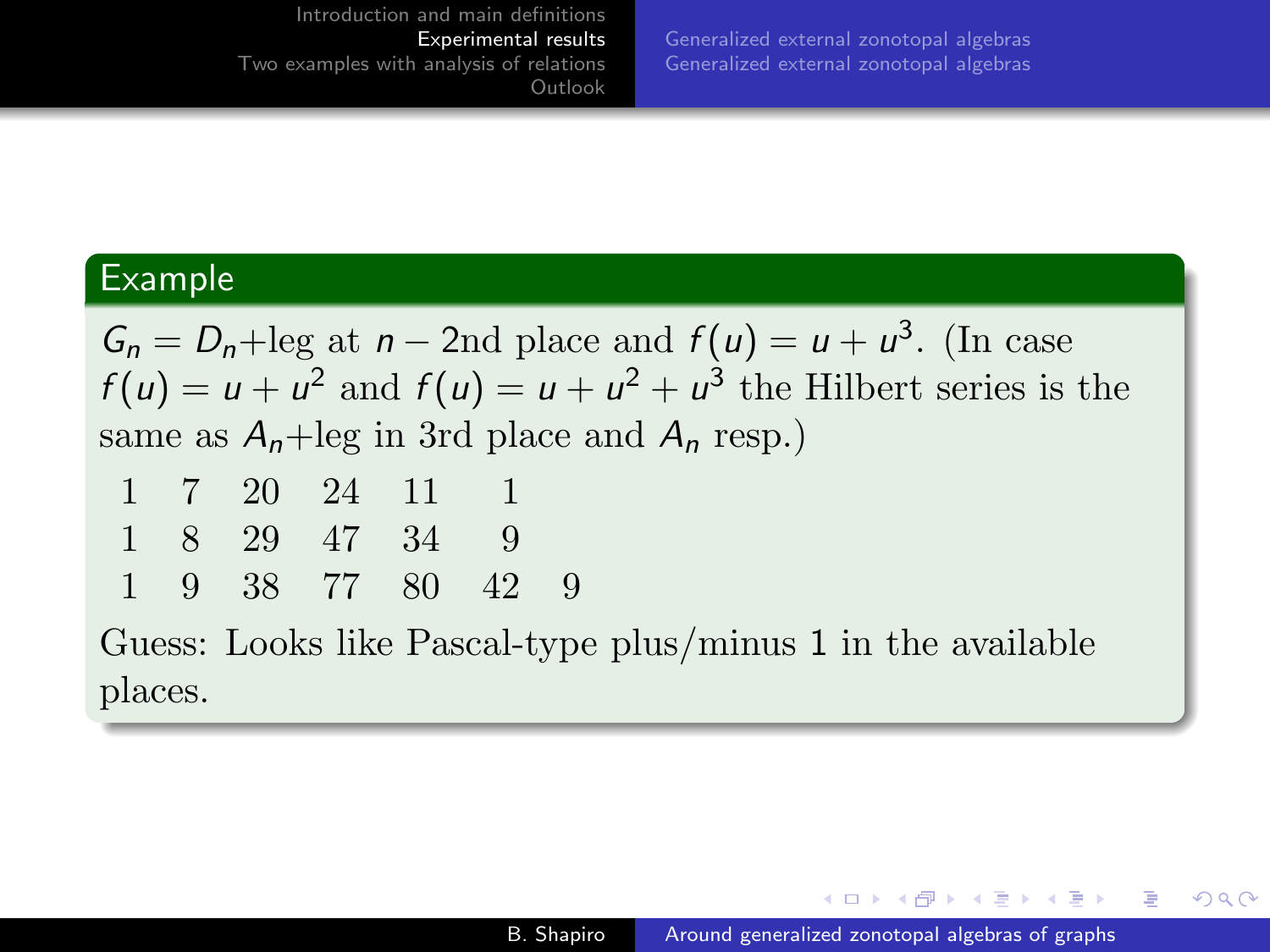### Example

$G_n = D_n$+leg at $n-2$nd place and $f(u) = u + u^3$. (In case $f(u) = u + u^2$ and $f(u) = u + u^2 + u^3$ the Hilbert series is the same as $A_n$+leg in 3rd place and $A_n$ resp.)

| | | | | | | |
|---|---|---|---|---|---|---|
| 1 | 7 | 20 | 24 | 11 | 1 | |
| 1 | 8 | 29 | 47 | 34 | 9 | |
| 1 | 9 | 38 | 77 | 80 | 42 | 9 |

Guess: Looks like Pascal-type plus/minus 1 in the available places.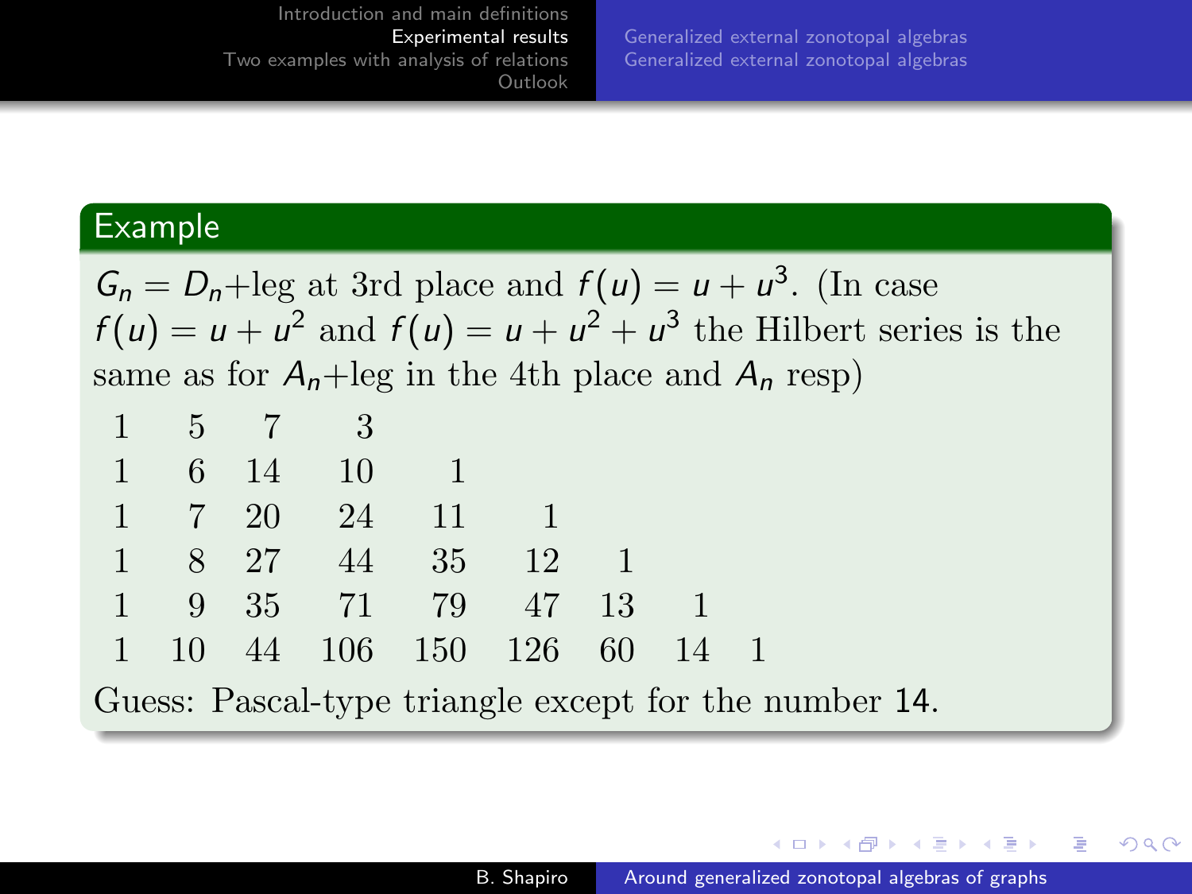## Example

$G_n = D_n$+leg at 3rd place and $f(u) = u + u^3$. (In case $f(u) = u + u^2$ and $f(u) = u + u^2 + u^3$ the Hilbert series is the same as for $A_n$+leg in the 4th place and $A_n$ resp)

| | | | | | | | | |
|---|---|---|---|---|---|---|---|---|
| 1 | 5 | 7 | 3 | | | | | |
| 1 | 6 | 14 | 10 | 1 | | | | |
| 1 | 7 | 20 | 24 | 11 | 1 | | | |
| 1 | 8 | 27 | 44 | 35 | 12 | 1 | | |
| 1 | 9 | 35 | 71 | 79 | 47 | 13 | 1 | |
| 1 | 10 | 44 | 106 | 150 | 126 | 60 | 14 | 1 |

Guess: Pascal-type triangle except for the number 14.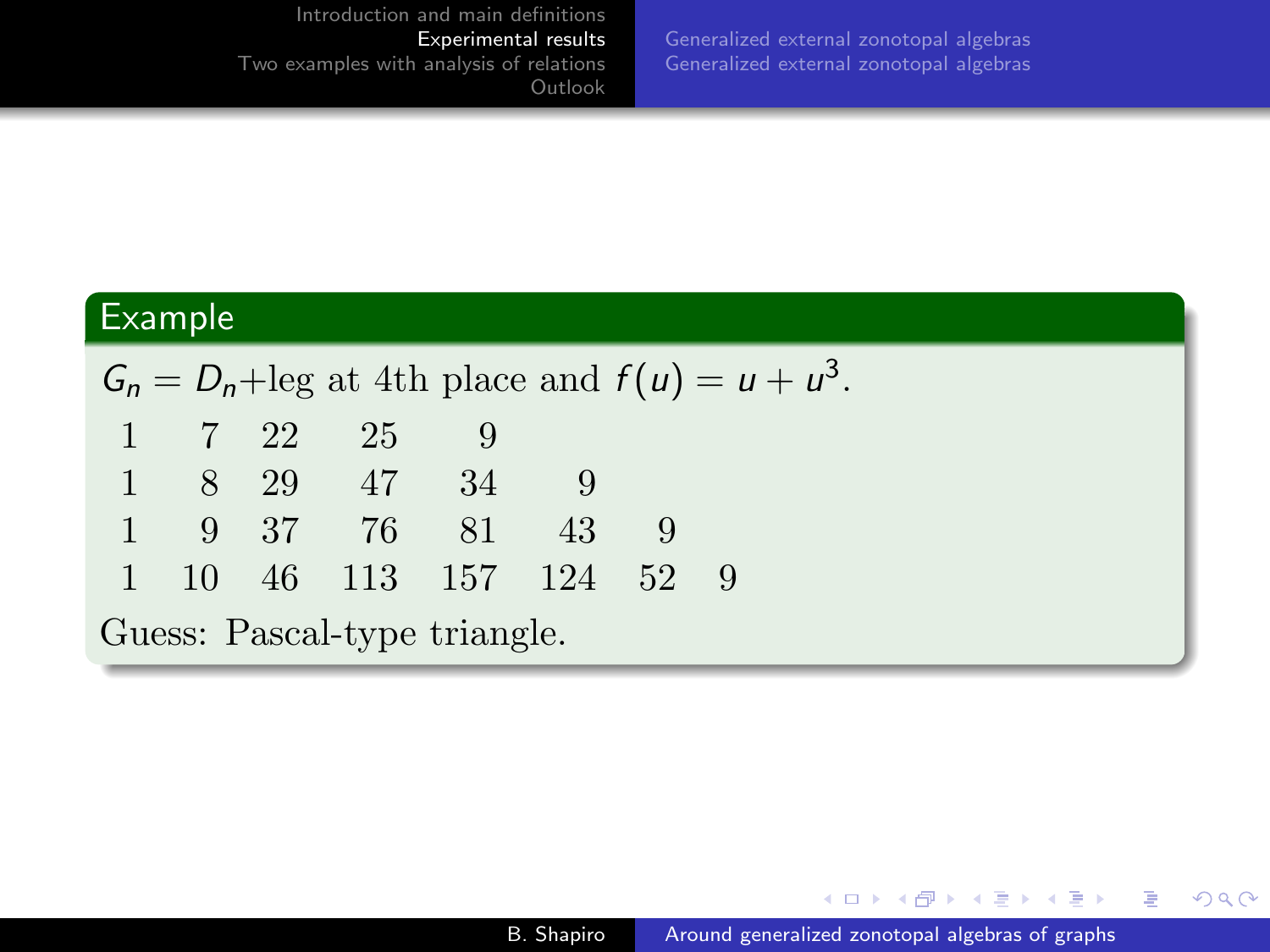### Example

$G_n = D_n$+leg at 4th place and $f(u) = u + u^3$.

| | | | | | | | |
|---|---|---|---|---|---|---|---|
| 1 | 7 | 22 | 25 | 9 | | | |
| 1 | 8 | 29 | 47 | 34 | 9 | | |
| 1 | 9 | 37 | 76 | 81 | 43 | 9 | |
| 1 | 10 | 46 | 113 | 157 | 124 | 52 | 9 |

Guess: Pascal-type triangle.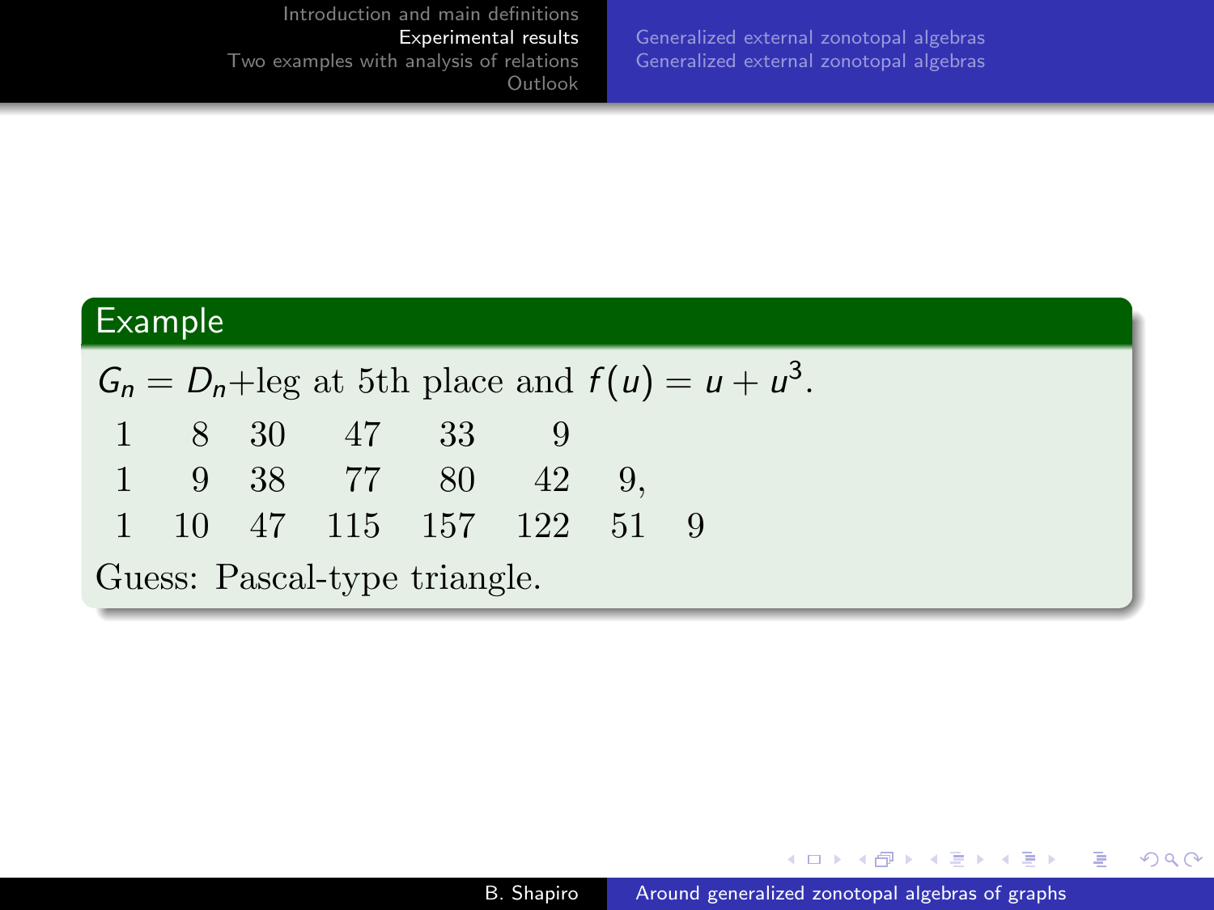### Example

$G_n = D_n$+leg at 5th place and $f(u) = u + u^3$.

| | | | | | | | |
|---|---|---|---|---|---|---|---|
| 1 | 8 | 30 | 47 | 33 | 9 | | |
| 1 | 9 | 38 | 77 | 80 | 42 | 9, | |
| 1 | 10 | 47 | 115 | 157 | 122 | 51 | 9 |

Guess: Pascal-type triangle.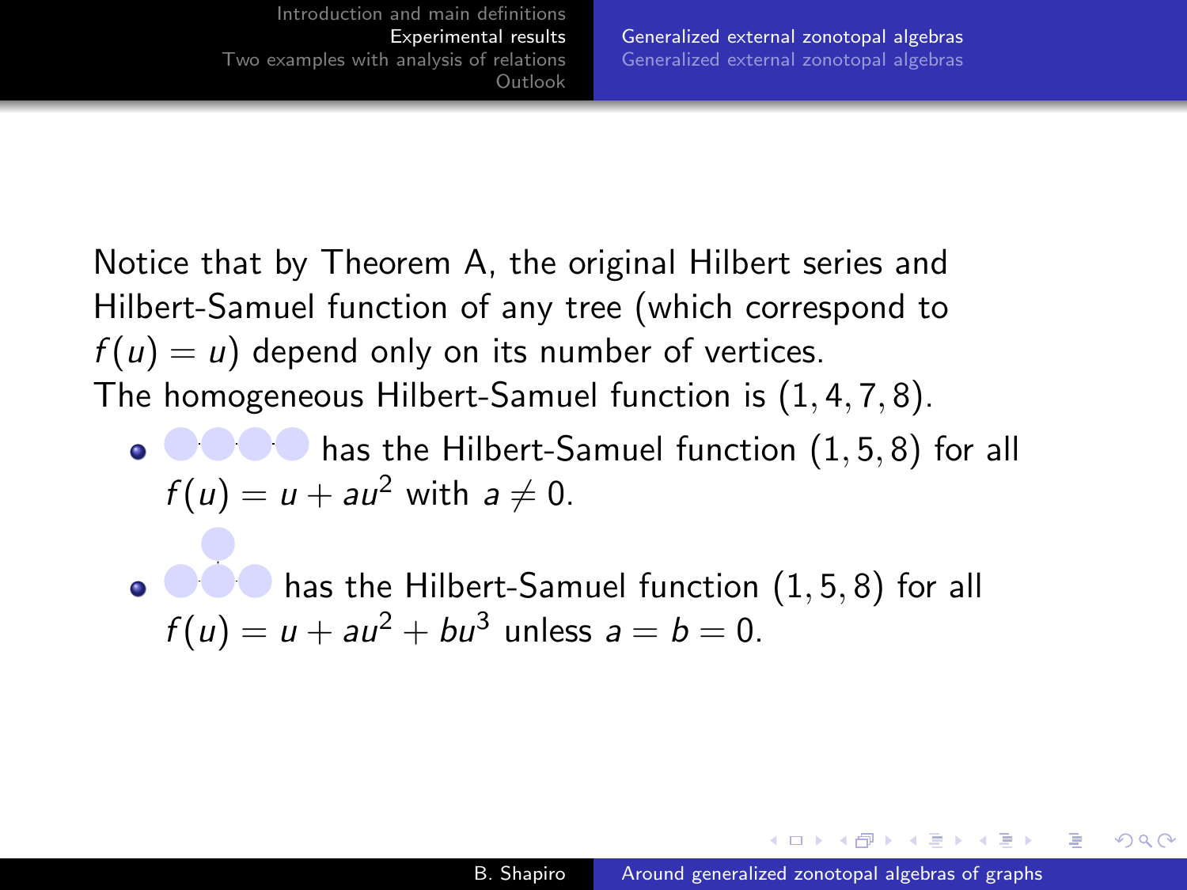Notice that by Theorem A, the original Hilbert series and Hilbert-Samuel function of any tree (which correspond to $f(u) = u$) depend only on its number of vertices.
The homogeneous Hilbert-Samuel function is $(1, 4, 7, 8)$.

- has the Hilbert-Samuel function $(1, 5, 8)$ for all $f(u) = u + au^2$ with $a \neq 0$.
- has the Hilbert-Samuel function $(1, 5, 8)$ for all $f(u) = u + au^2 + bu^3$ unless $a = b = 0$.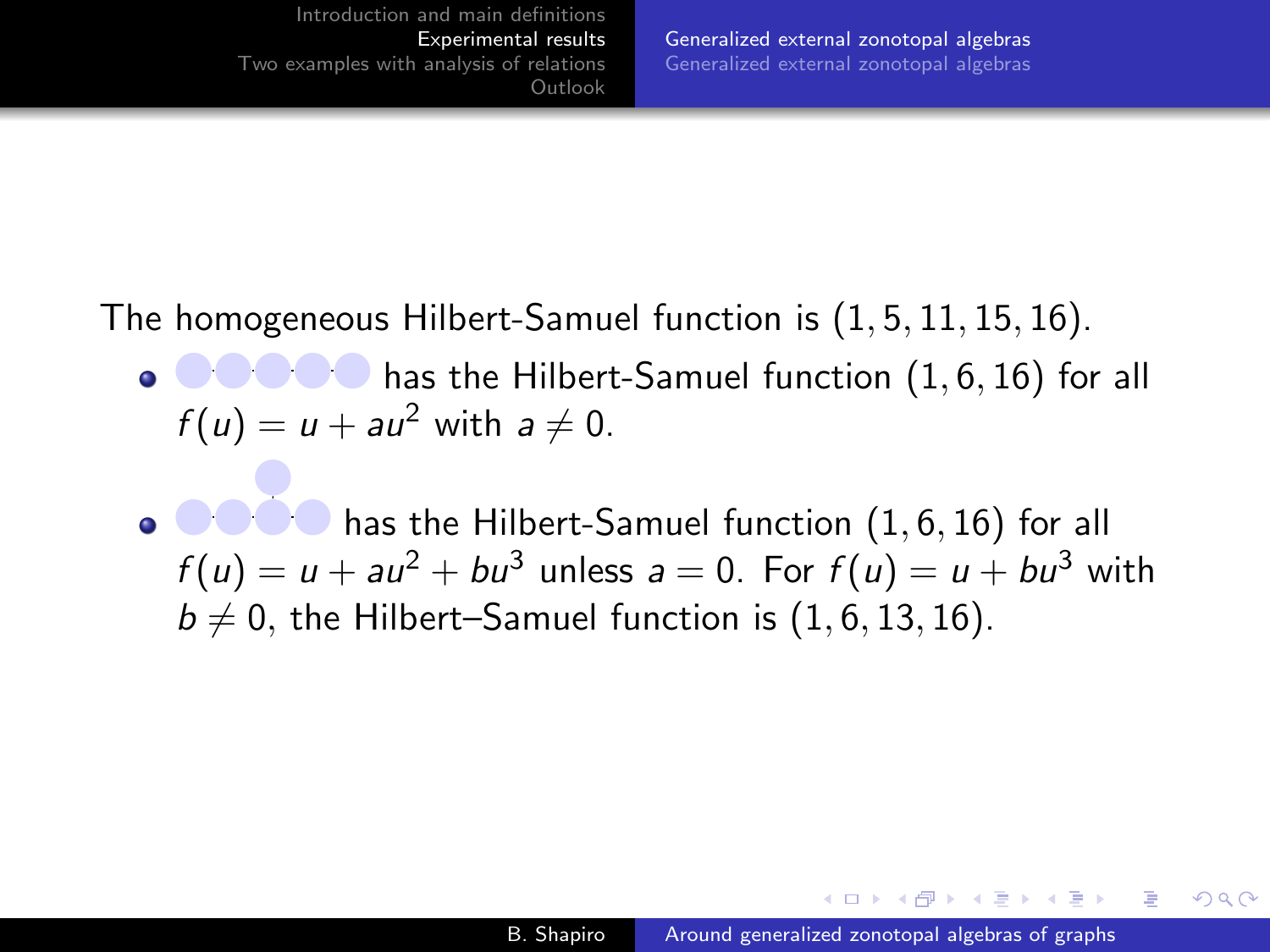The homogeneous Hilbert-Samuel function is $(1, 5, 11, 15, 16)$.

- has the Hilbert-Samuel function $(1, 6, 16)$ for all $f(u) = u + au^2$ with $a \neq 0$.
- has the Hilbert-Samuel function $(1, 6, 16)$ for all $f(u) = u + au^2 + bu^3$ unless $a = 0$. For $f(u) = u + bu^3$ with $b \neq 0$, the Hilbert–Samuel function is $(1, 6, 13, 16)$.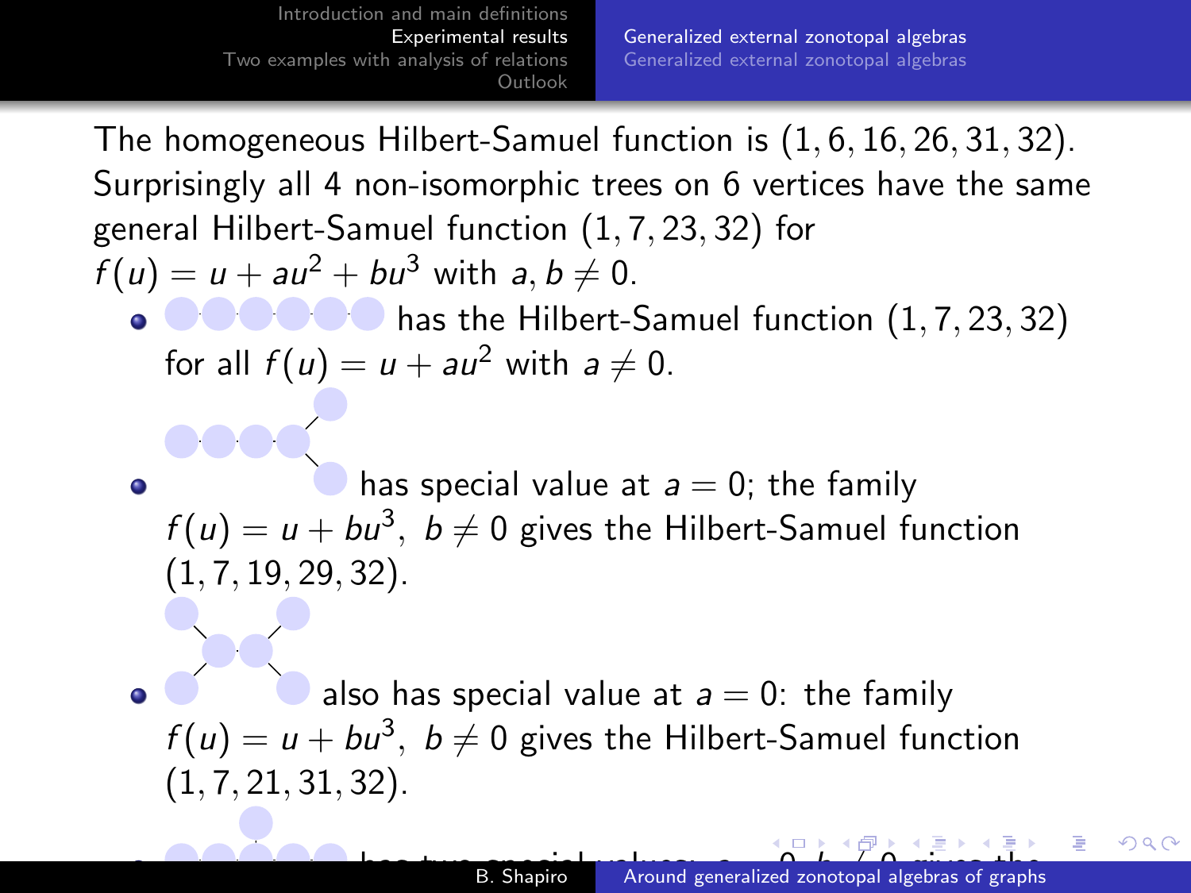The homogeneous Hilbert-Samuel function is $(1, 6, 16, 26, 31, 32)$. Surprisingly all 4 non-isomorphic trees on 6 vertices have the same general Hilbert-Samuel function $(1, 7, 23, 32)$ for $f(u) = u + au^2 + bu^3$ with $a, b \neq 0$.

- has the Hilbert-Samuel function $(1, 7, 23, 32)$ for all $f(u) = u + au^2$ with $a \neq 0$.
- has special value at $a = 0$; the family $f(u) = u + bu^3,\ b \neq 0$ gives the Hilbert-Samuel function $(1, 7, 19, 29, 32)$.
- also has special value at $a = 0$: the family $f(u) = u + bu^3,\ b \neq 0$ gives the Hilbert-Samuel function $(1, 7, 21, 31, 32)$.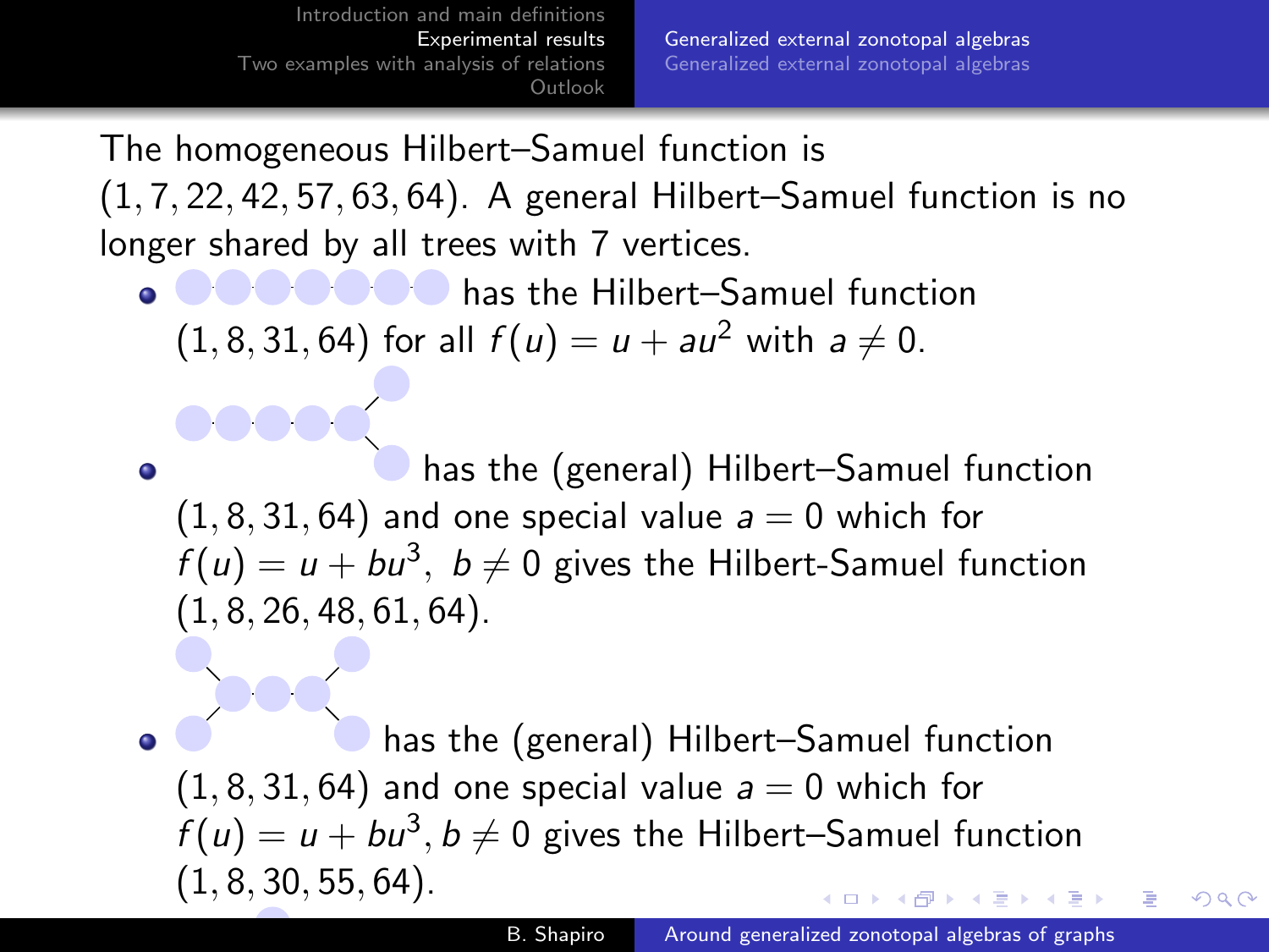The homogeneous Hilbert–Samuel function is $(1, 7, 22, 42, 57, 63, 64)$. A general Hilbert–Samuel function is no longer shared by all trees with 7 vertices.

- has the Hilbert–Samuel function $(1, 8, 31, 64)$ for all $f(u) = u + au^2$ with $a \neq 0$.
- has the (general) Hilbert–Samuel function $(1, 8, 31, 64)$ and one special value $a = 0$ which for $f(u) = u + bu^3,\ b \neq 0$ gives the Hilbert-Samuel function $(1, 8, 26, 48, 61, 64)$.
- has the (general) Hilbert–Samuel function $(1, 8, 31, 64)$ and one special value $a = 0$ which for $f(u) = u + bu^3, b \neq 0$ gives the Hilbert–Samuel function $(1, 8, 30, 55, 64)$.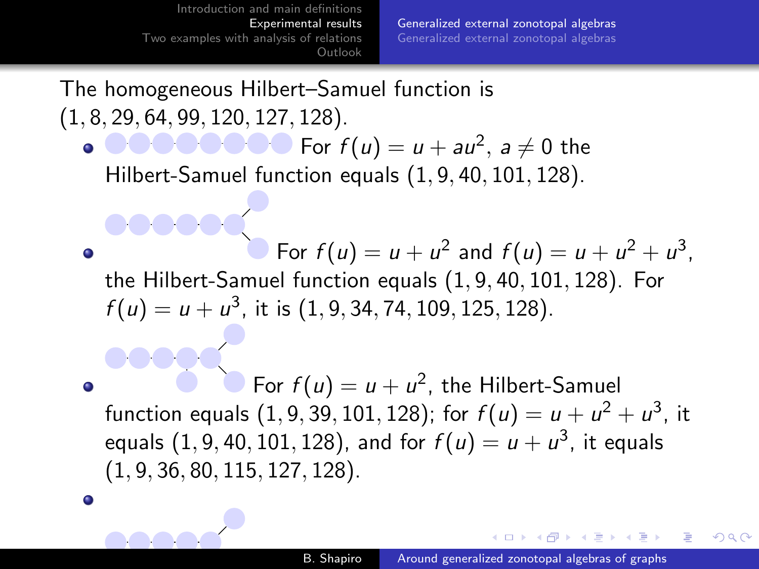The homogeneous Hilbert–Samuel function is $(1, 8, 29, 64, 99, 120, 127, 128)$.

- For $f(u) = u + au^2$, $a \neq 0$ the Hilbert-Samuel function equals $(1, 9, 40, 101, 128)$.
- For $f(u) = u + u^2$ and $f(u) = u + u^2 + u^3$, the Hilbert-Samuel function equals $(1, 9, 40, 101, 128)$. For $f(u) = u + u^3$, it is $(1, 9, 34, 74, 109, 125, 128)$.
- For $f(u) = u + u^2$, the Hilbert-Samuel function equals $(1, 9, 39, 101, 128)$; for $f(u) = u + u^2 + u^3$, it equals $(1, 9, 40, 101, 128)$, and for $f(u) = u + u^3$, it equals $(1, 9, 36, 80, 115, 127, 128)$.
-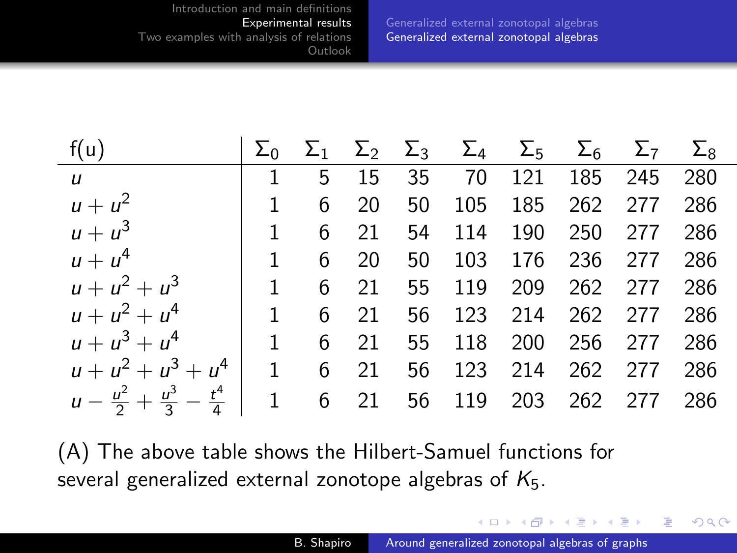| f(u) | $\Sigma_0$ | $\Sigma_1$ | $\Sigma_2$ | $\Sigma_3$ | $\Sigma_4$ | $\Sigma_5$ | $\Sigma_6$ | $\Sigma_7$ | $\Sigma_8$ |
|---|---|---|---|---|---|---|---|---|---|
| $u$ | 1 | 5 | 15 | 35 | 70 | 121 | 185 | 245 | 280 |
| $u+u^2$ | 1 | 6 | 20 | 50 | 105 | 185 | 262 | 277 | 286 |
| $u+u^3$ | 1 | 6 | 21 | 54 | 114 | 190 | 250 | 277 | 286 |
| $u+u^4$ | 1 | 6 | 20 | 50 | 103 | 176 | 236 | 277 | 286 |
| $u+u^2+u^3$ | 1 | 6 | 21 | 55 | 119 | 209 | 262 | 277 | 286 |
| $u+u^2+u^4$ | 1 | 6 | 21 | 56 | 123 | 214 | 262 | 277 | 286 |
| $u+u^3+u^4$ | 1 | 6 | 21 | 55 | 118 | 200 | 256 | 277 | 286 |
| $u+u^2+u^3+u^4$ | 1 | 6 | 21 | 56 | 123 | 214 | 262 | 277 | 286 |
| $u-\frac{u^2}{2}+\frac{u^3}{3}-\frac{t^4}{4}$ | 1 | 6 | 21 | 56 | 119 | 203 | 262 | 277 | 286 |

(A) The above table shows the Hilbert-Samuel functions for several generalized external zonotope algebras of $K_5$.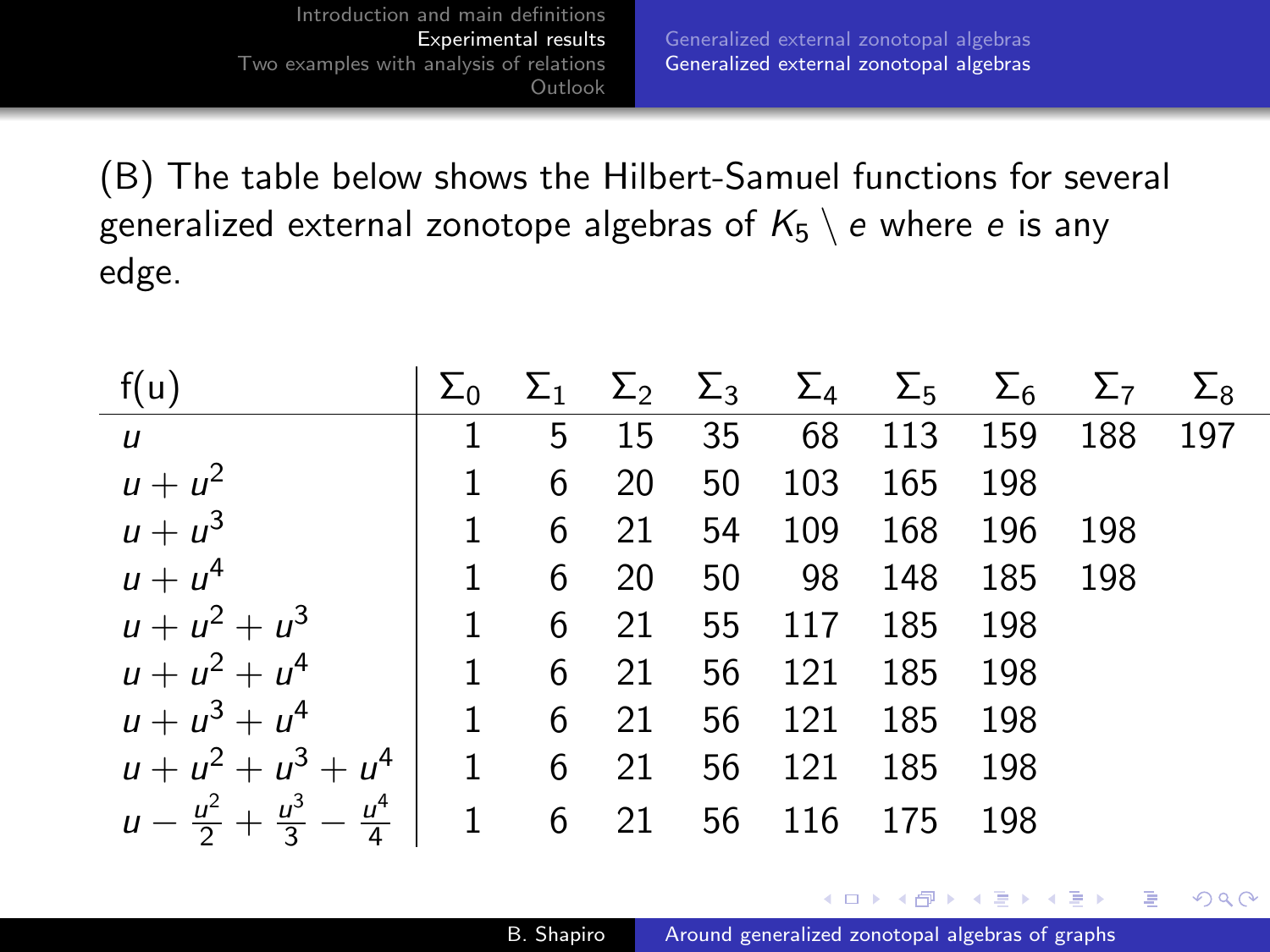(B) The table below shows the Hilbert-Samuel functions for several generalized external zonotope algebras of $K_5 \setminus e$ where $e$ is any edge.

| f(u) | $\Sigma_0$ | $\Sigma_1$ | $\Sigma_2$ | $\Sigma_3$ | $\Sigma_4$ | $\Sigma_5$ | $\Sigma_6$ | $\Sigma_7$ | $\Sigma_8$ |
|---|---|---|---|---|---|---|---|---|---|
| $u$ | 1 | 5 | 15 | 35 | 68 | 113 | 159 | 188 | 197 |
| $u+u^2$ | 1 | 6 | 20 | 50 | 103 | 165 | 198 | | |
| $u+u^3$ | 1 | 6 | 21 | 54 | 109 | 168 | 196 | 198 | |
| $u+u^4$ | 1 | 6 | 20 | 50 | 98 | 148 | 185 | 198 | |
| $u+u^2+u^3$ | 1 | 6 | 21 | 55 | 117 | 185 | 198 | | |
| $u+u^2+u^4$ | 1 | 6 | 21 | 56 | 121 | 185 | 198 | | |
| $u+u^3+u^4$ | 1 | 6 | 21 | 56 | 121 | 185 | 198 | | |
| $u+u^2+u^3+u^4$ | 1 | 6 | 21 | 56 | 121 | 185 | 198 | | |
| $u-\frac{u^2}{2}+\frac{u^3}{3}-\frac{u^4}{4}$ | 1 | 6 | 21 | 56 | 116 | 175 | 198 | | |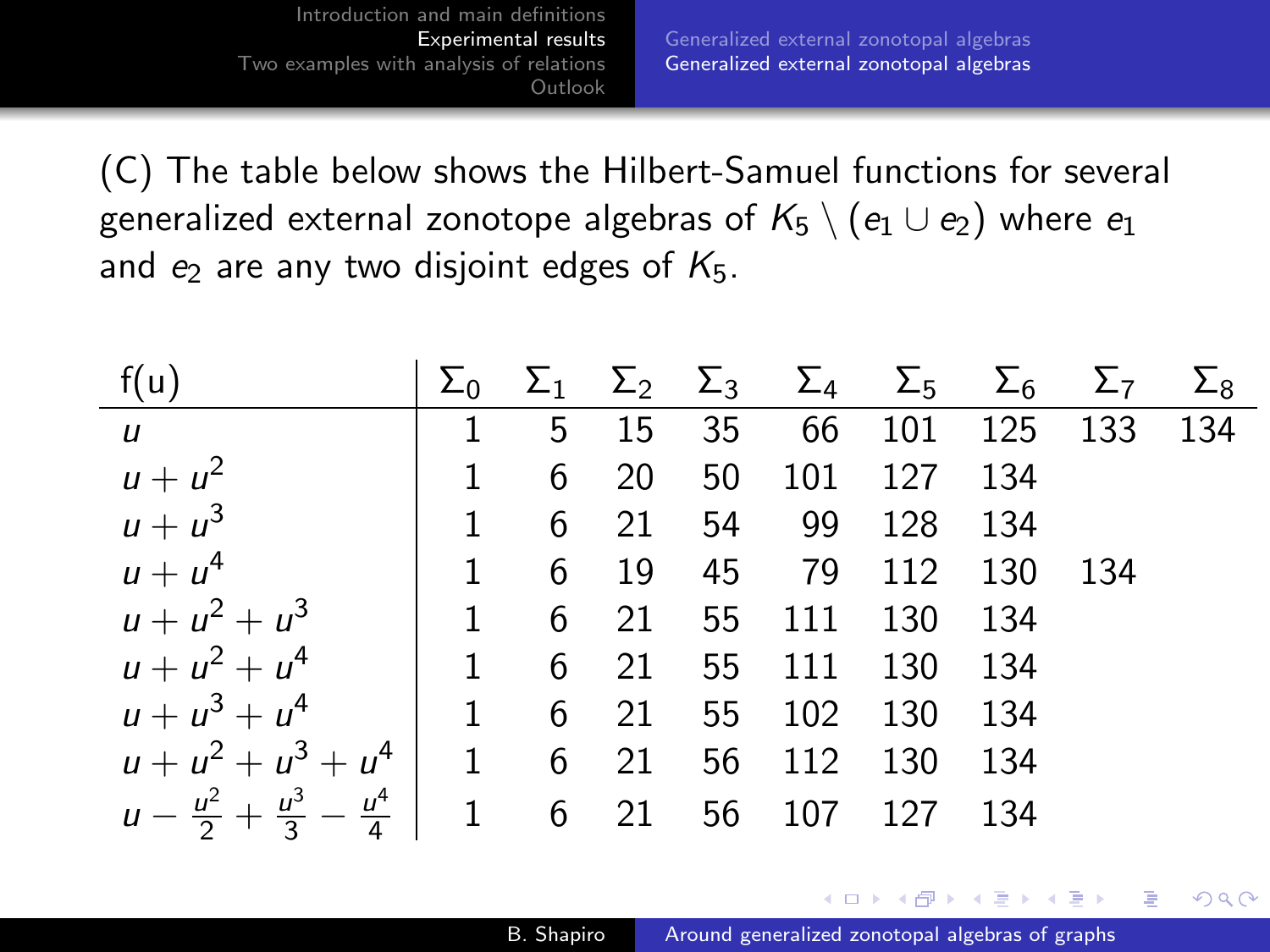(C) The table below shows the Hilbert-Samuel functions for several generalized external zonotope algebras of $K_5 \setminus (e_1 \cup e_2)$ where $e_1$ and $e_2$ are any two disjoint edges of $K_5$.

| f(u) | $\Sigma_0$ | $\Sigma_1$ | $\Sigma_2$ | $\Sigma_3$ | $\Sigma_4$ | $\Sigma_5$ | $\Sigma_6$ | $\Sigma_7$ | $\Sigma_8$ |
|---|---|---|---|---|---|---|---|---|---|
| $u$ | 1 | 5 | 15 | 35 | 66 | 101 | 125 | 133 | 134 |
| $u+u^2$ | 1 | 6 | 20 | 50 | 101 | 127 | 134 | | |
| $u+u^3$ | 1 | 6 | 21 | 54 | 99 | 128 | 134 | | |
| $u+u^4$ | 1 | 6 | 19 | 45 | 79 | 112 | 130 | 134 | |
| $u+u^2+u^3$ | 1 | 6 | 21 | 55 | 111 | 130 | 134 | | |
| $u+u^2+u^4$ | 1 | 6 | 21 | 55 | 111 | 130 | 134 | | |
| $u+u^3+u^4$ | 1 | 6 | 21 | 55 | 102 | 130 | 134 | | |
| $u+u^2+u^3+u^4$ | 1 | 6 | 21 | 56 | 112 | 130 | 134 | | |
| $u-\frac{u^2}{2}+\frac{u^3}{3}-\frac{u^4}{4}$ | 1 | 6 | 21 | 56 | 107 | 127 | 134 | | |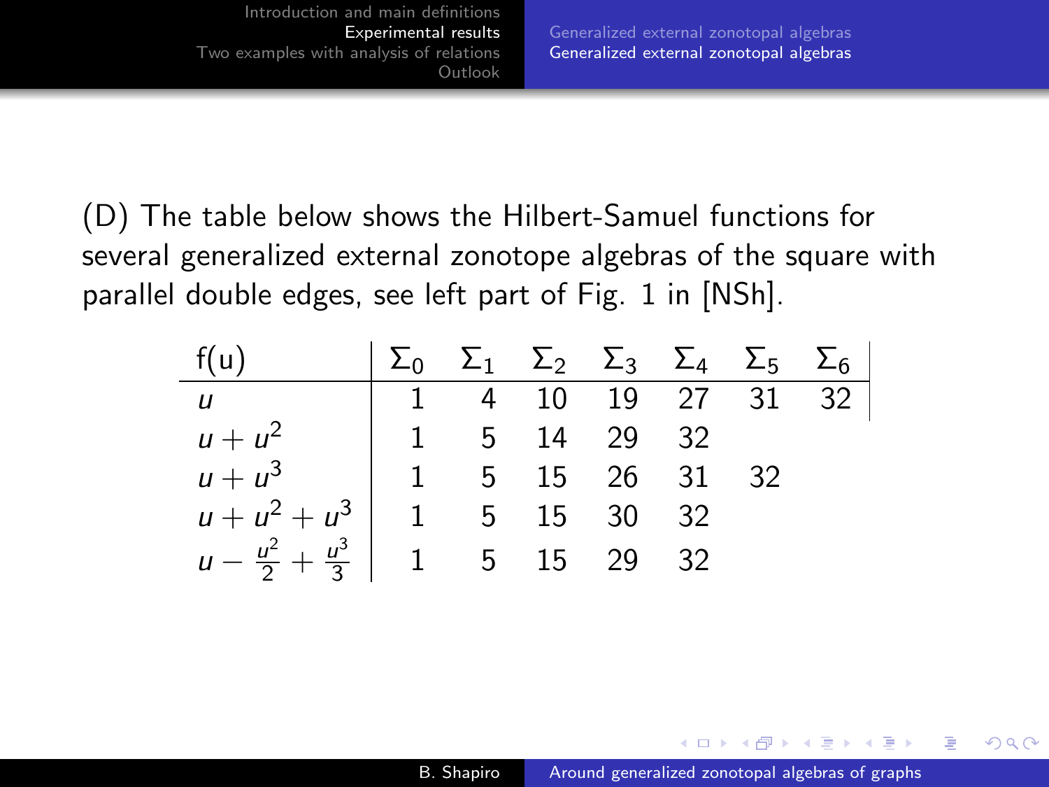(D) The table below shows the Hilbert-Samuel functions for several generalized external zonotope algebras of the square with parallel double edges, see left part of Fig. 1 in [NSh].

| f(u) | $\Sigma_0$ | $\Sigma_1$ | $\Sigma_2$ | $\Sigma_3$ | $\Sigma_4$ | $\Sigma_5$ | $\Sigma_6$ |
|---|---|---|---|---|---|---|---|
| $u$ | 1 | 4 | 10 | 19 | 27 | 31 | 32 |
| $u+u^2$ | 1 | 5 | 14 | 29 | 32 | | |
| $u+u^3$ | 1 | 5 | 15 | 26 | 31 | 32 | |
| $u+u^2+u^3$ | 1 | 5 | 15 | 30 | 32 | | |
| $u-\frac{u^2}{2}+\frac{u^3}{3}$ | 1 | 5 | 15 | 29 | 32 | | |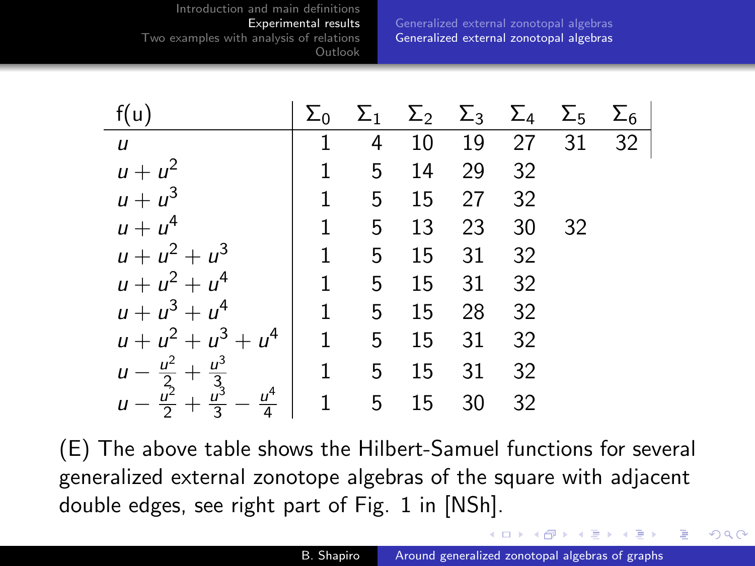| f(u) | $\Sigma_0$ | $\Sigma_1$ | $\Sigma_2$ | $\Sigma_3$ | $\Sigma_4$ | $\Sigma_5$ | $\Sigma_6$ |
|---|---|---|---|---|---|---|---|
| $u$ | 1 | 4 | 10 | 19 | 27 | 31 | 32 |
| $u+u^2$ | 1 | 5 | 14 | 29 | 32 | | |
| $u+u^3$ | 1 | 5 | 15 | 27 | 32 | | |
| $u+u^4$ | 1 | 5 | 13 | 23 | 30 | 32 | |
| $u+u^2+u^3$ | 1 | 5 | 15 | 31 | 32 | | |
| $u+u^2+u^4$ | 1 | 5 | 15 | 31 | 32 | | |
| $u+u^3+u^4$ | 1 | 5 | 15 | 28 | 32 | | |
| $u+u^2+u^3+u^4$ | 1 | 5 | 15 | 31 | 32 | | |
| $u-\frac{u^2}{2}+\frac{u^3}{3}$ | 1 | 5 | 15 | 31 | 32 | | |
| $u-\frac{u^2}{2}+\frac{u^3}{3}-\frac{u^4}{4}$ | 1 | 5 | 15 | 30 | 32 | | |

(E) The above table shows the Hilbert-Samuel functions for several generalized external zonotope algebras of the square with adjacent double edges, see right part of Fig. 1 in [NSh].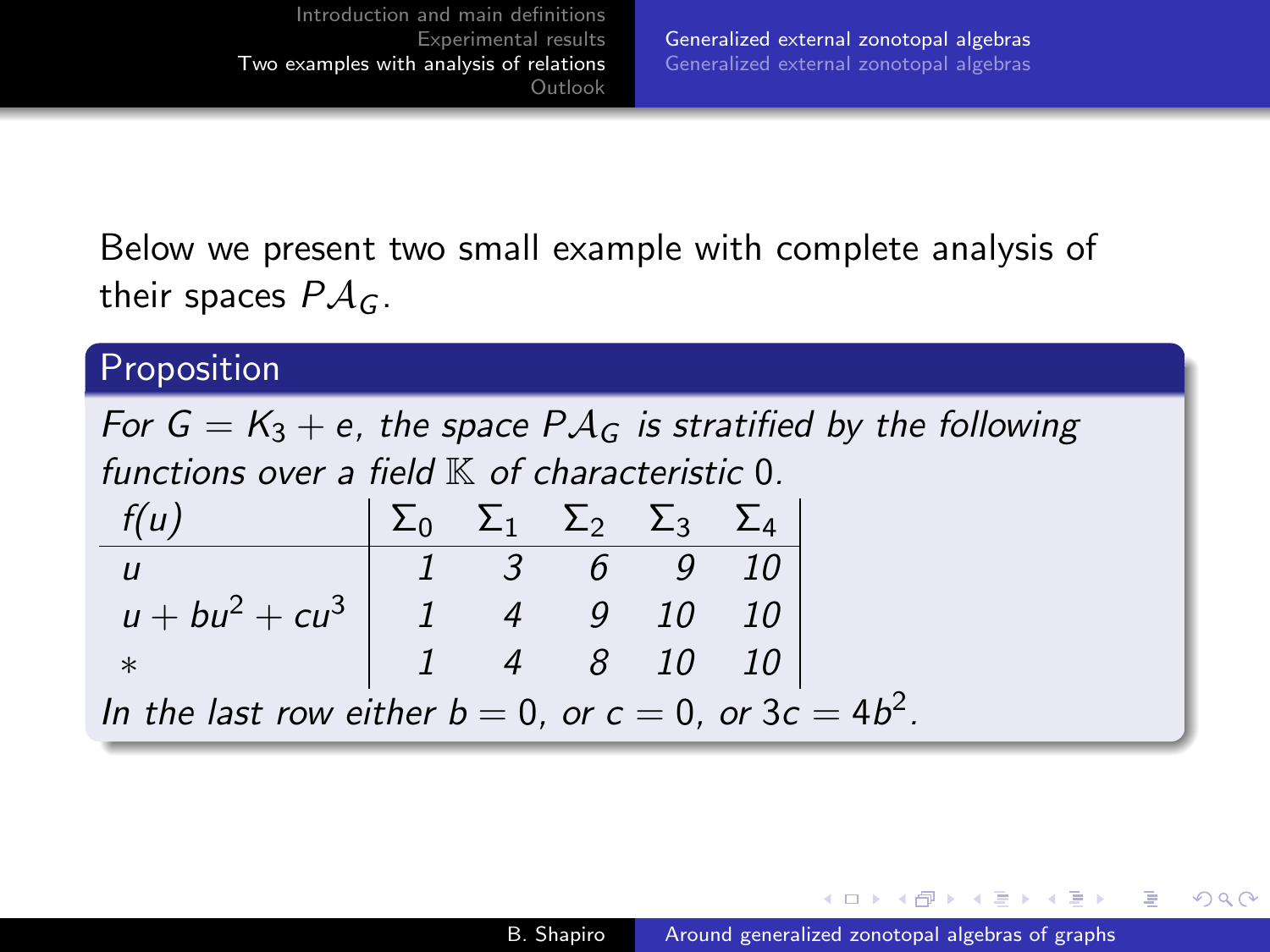Below we present two small example with complete analysis of their spaces $P\mathcal{A}_G$.

**Proposition**

*For $G = K_3 + e$, the space $P\mathcal{A}_G$ is stratified by the following functions over a field $\mathbb{K}$ of characteristic $0$.*

| $f(u)$ | $\Sigma_0$ | $\Sigma_1$ | $\Sigma_2$ | $\Sigma_3$ | $\Sigma_4$ |
|---|---|---|---|---|---|
| $u$ | 1 | 3 | 6 | 9 | 10 |
| $u + bu^2 + cu^3$ | 1 | 4 | 9 | 10 | 10 |
| $*$ | 1 | 4 | 8 | 10 | 10 |

*In the last row either $b = 0$, or $c = 0$, or $3c = 4b^2$.*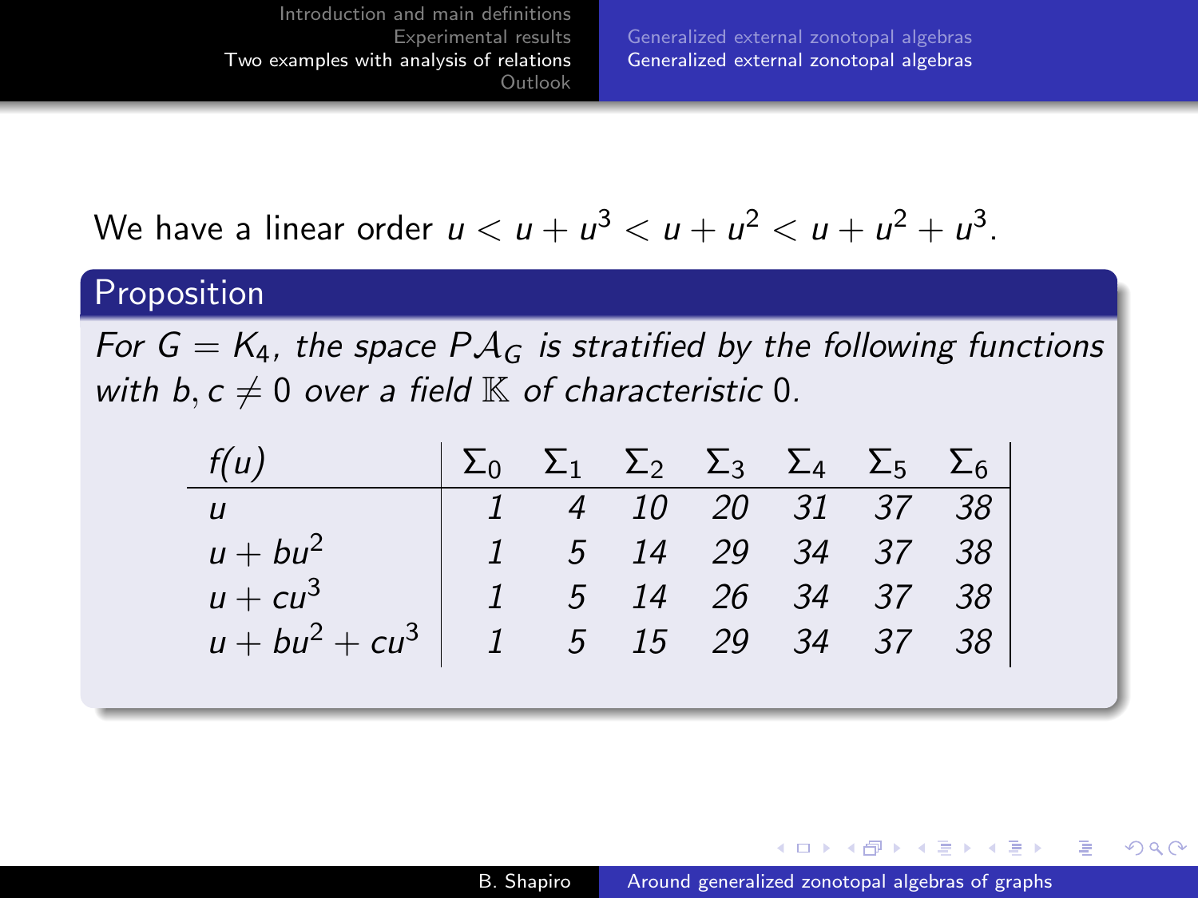We have a linear order $u < u + u^3 < u + u^2 < u + u^2 + u^3$.

## Proposition

*For $G = K_4$, the space $P\mathcal{A}_G$ is stratified by the following functions with $b, c \neq 0$ over a field $\mathbb{K}$ of characteristic 0.*

| $f(u)$ | $\Sigma_0$ | $\Sigma_1$ | $\Sigma_2$ | $\Sigma_3$ | $\Sigma_4$ | $\Sigma_5$ | $\Sigma_6$ |
|---|---|---|---|---|---|---|---|
| $u$ | 1 | 4 | 10 | 20 | 31 | 37 | 38 |
| $u + bu^2$ | 1 | 5 | 14 | 29 | 34 | 37 | 38 |
| $u + cu^3$ | 1 | 5 | 14 | 26 | 34 | 37 | 38 |
| $u + bu^2 + cu^3$ | 1 | 5 | 15 | 29 | 34 | 37 | 38 |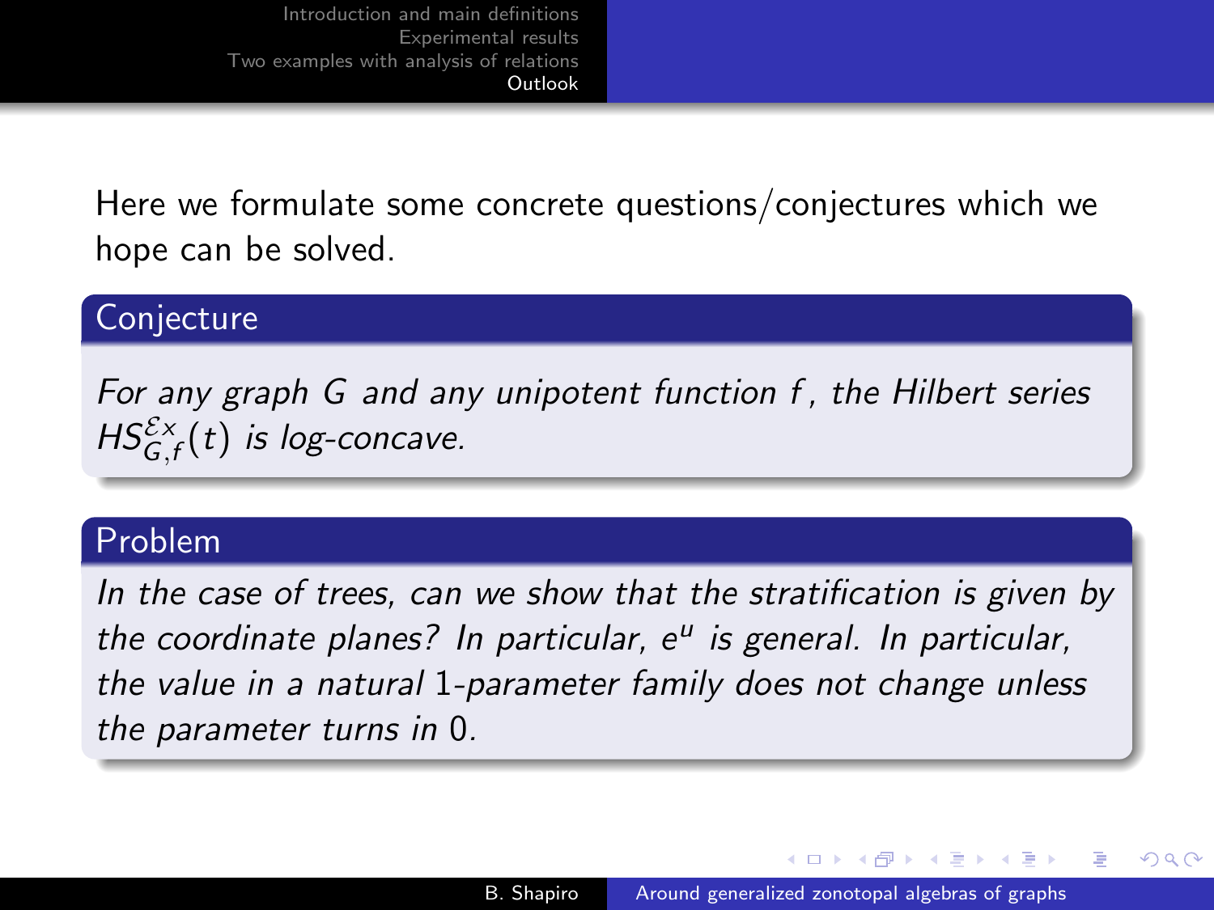Here we formulate some concrete questions/conjectures which we hope can be solved.

### Conjecture

*For any graph $G$ and any unipotent function $f$, the Hilbert series $HS^{\mathcal{E}x}_{G,f}(t)$ is log-concave.*

### Problem

*In the case of trees, can we show that the stratification is given by the coordinate planes? In particular, $e^u$ is general. In particular, the value in a natural 1-parameter family does not change unless the parameter turns in 0.*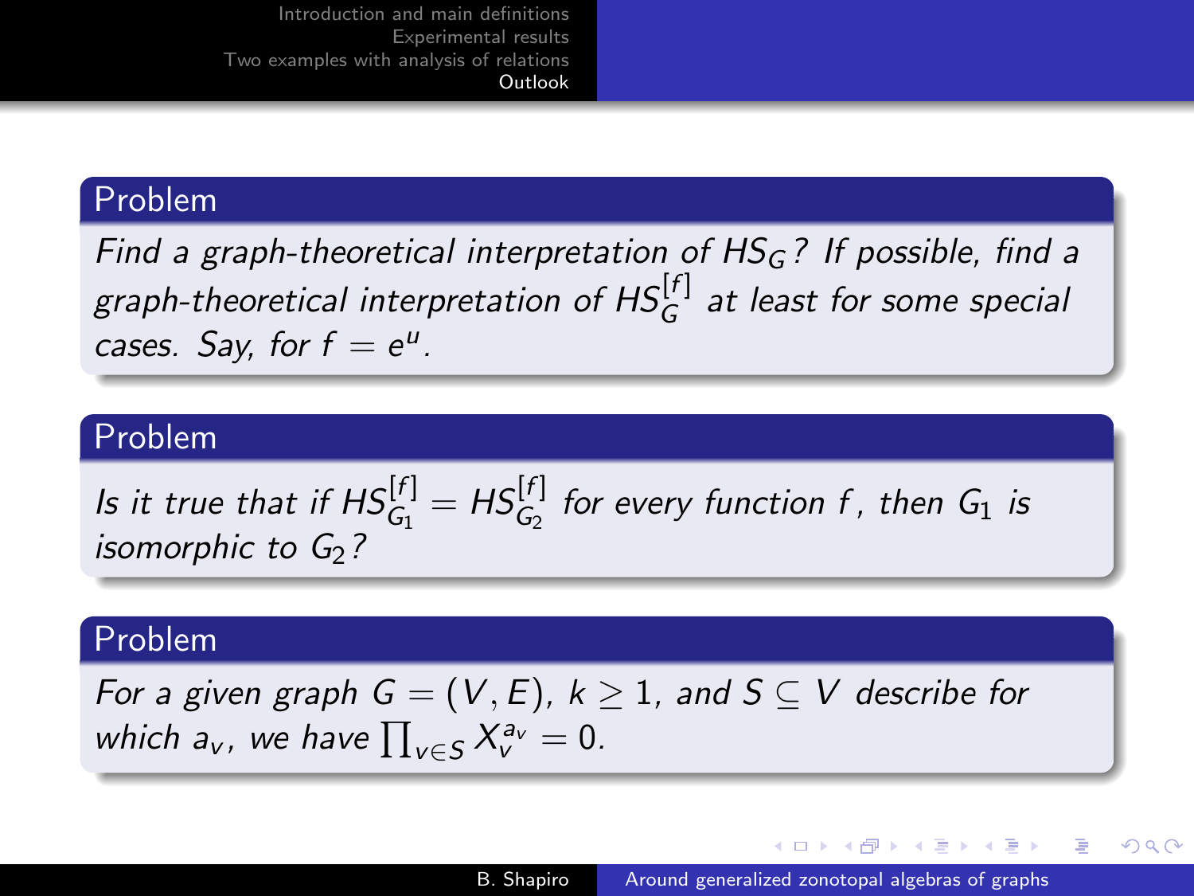**Problem**

*Find a graph-theoretical interpretation of $HS_G$? If possible, find a graph-theoretical interpretation of $HS_G^{[f]}$ at least for some special cases. Say, for $f = e^u$.*

**Problem**

*Is it true that if $HS_{G_1}^{[f]} = HS_{G_2}^{[f]}$ for every function $f$, then $G_1$ is isomorphic to $G_2$?*

**Problem**

*For a given graph $G = (V, E)$, $k \geq 1$, and $S \subseteq V$ describe for which $a_v$, we have $\prod_{v \in S} X_v^{a_v} = 0$.*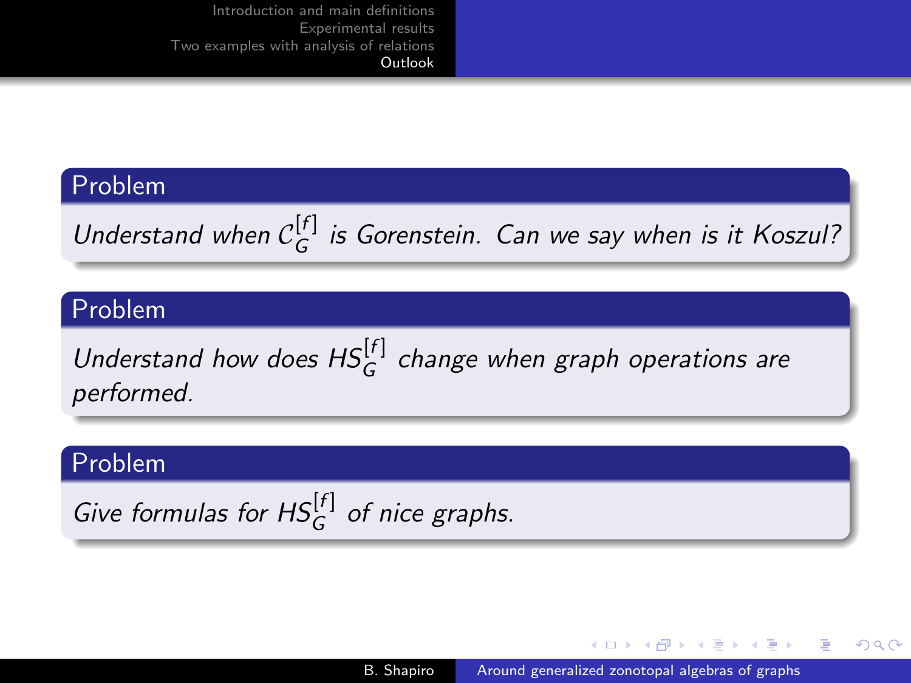### Problem

*Understand when $\mathcal{C}_G^{[f]}$ is Gorenstein. Can we say when is it Koszul?*

### Problem

*Understand how does $HS_G^{[f]}$ change when graph operations are performed.*

### Problem

*Give formulas for $HS_G^{[f]}$ of nice graphs.*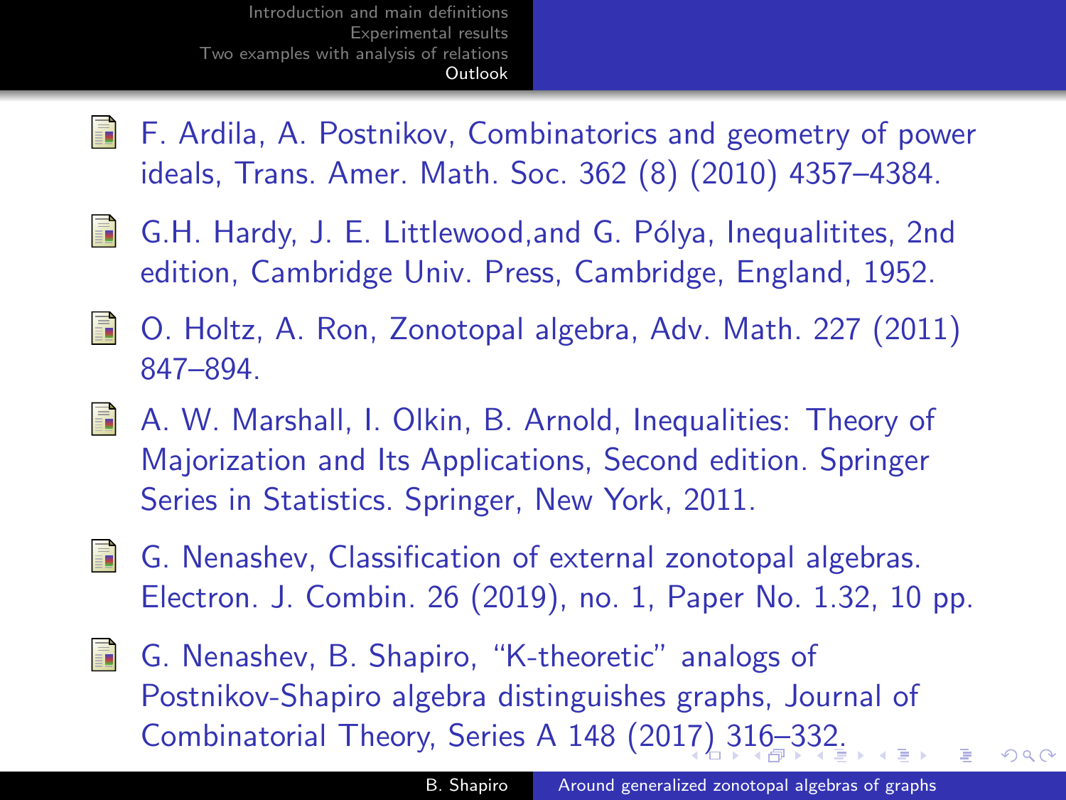- F. Ardila, A. Postnikov, Combinatorics and geometry of power ideals, Trans. Amer. Math. Soc. 362 (8) (2010) 4357–4384.
- G.H. Hardy, J. E. Littlewood,and G. Pólya, Inequalitites, 2nd edition, Cambridge Univ. Press, Cambridge, England, 1952.
- O. Holtz, A. Ron, Zonotopal algebra, Adv. Math. 227 (2011) 847–894.
- A. W. Marshall, I. Olkin, B. Arnold, Inequalities: Theory of Majorization and Its Applications, Second edition. Springer Series in Statistics. Springer, New York, 2011.
- G. Nenashev, Classification of external zonotopal algebras. Electron. J. Combin. 26 (2019), no. 1, Paper No. 1.32, 10 pp.
- G. Nenashev, B. Shapiro, "K-theoretic" analogs of Postnikov-Shapiro algebra distinguishes graphs, Journal of Combinatorial Theory, Series A 148 (2017) 316–332.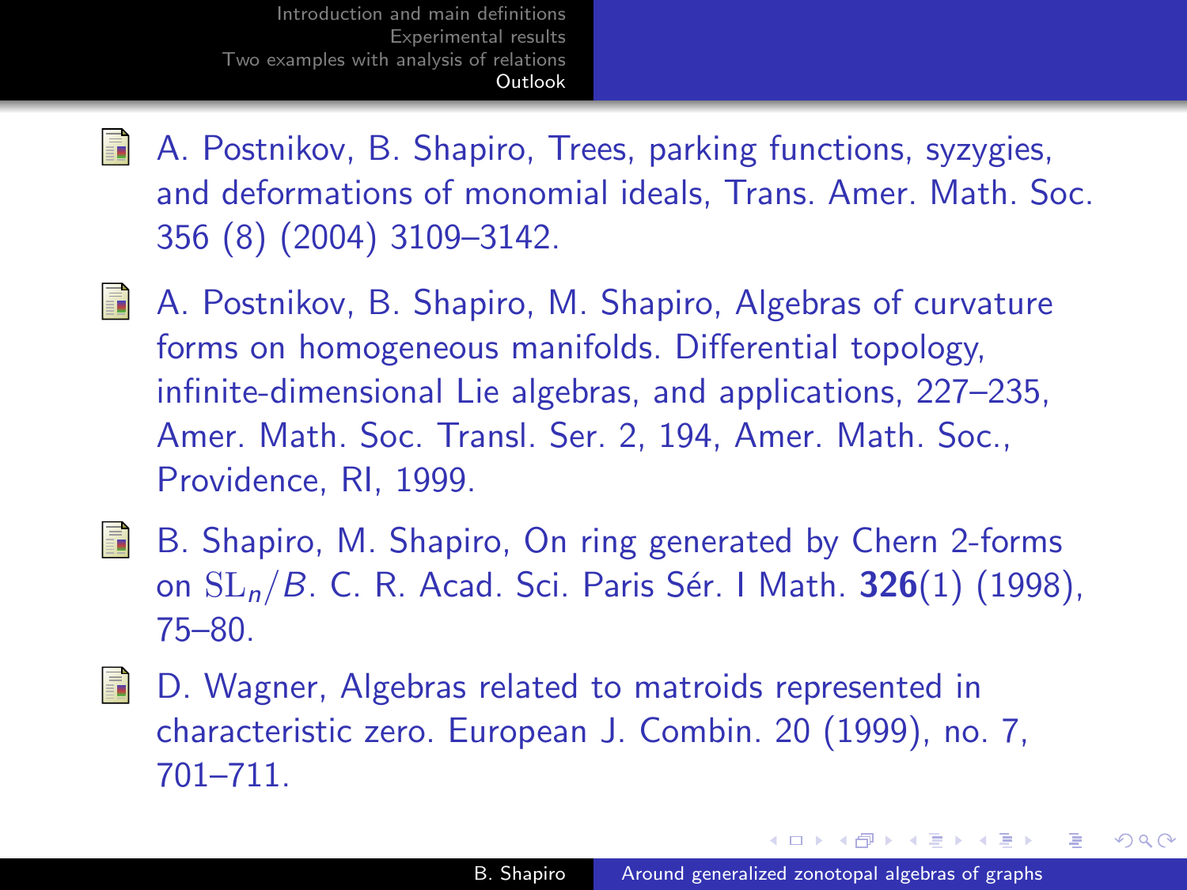- A. Postnikov, B. Shapiro, Trees, parking functions, syzygies, and deformations of monomial ideals, Trans. Amer. Math. Soc. 356 (8) (2004) 3109–3142.

- A. Postnikov, B. Shapiro, M. Shapiro, Algebras of curvature forms on homogeneous manifolds. Differential topology, infinite-dimensional Lie algebras, and applications, 227–235, Amer. Math. Soc. Transl. Ser. 2, 194, Amer. Math. Soc., Providence, RI, 1999.

- B. Shapiro, M. Shapiro, On ring generated by Chern 2-forms on $\mathrm{SL}_n/B$. C. R. Acad. Sci. Paris Sér. I Math. **326**(1) (1998), 75–80.

- D. Wagner, Algebras related to matroids represented in characteristic zero. European J. Combin. 20 (1999), no. 7, 701–711.